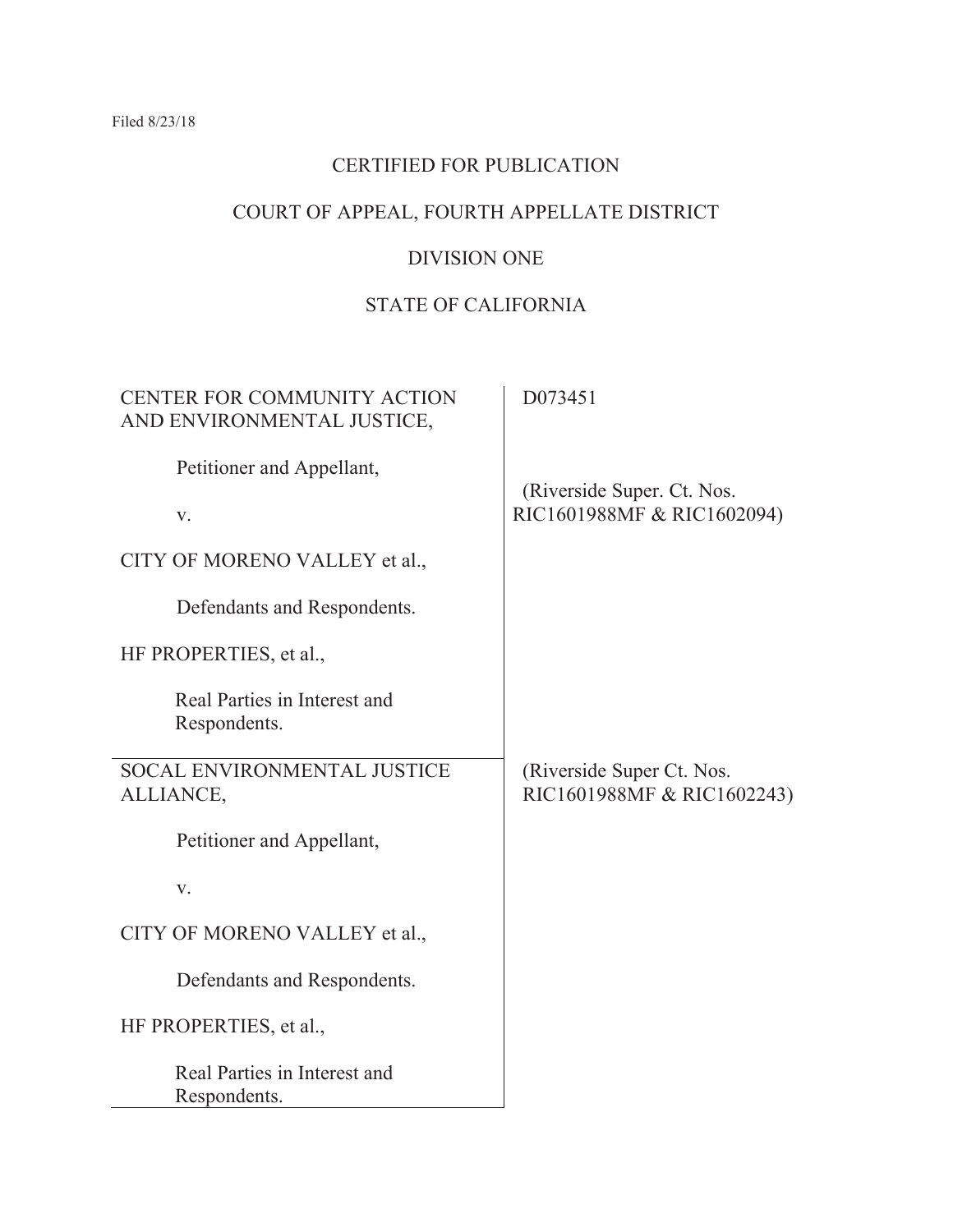Filed 8/23/18

CERTIFIED FOR PUBLICATION

COURT OF APPEAL, FOURTH APPELLATE DISTRICT

DIVISION ONE

STATE OF CALIFORNIA

| | |
|---|---|
| CENTER FOR COMMUNITY ACTION AND ENVIRONMENTAL JUSTICE,<br><br>Petitioner and Appellant,<br><br>v.<br><br>CITY OF MORENO VALLEY et al.,<br><br>Defendants and Respondents.<br><br>HF PROPERTIES, et al.,<br><br>Real Parties in Interest and Respondents. | D073451<br><br>(Riverside Super. Ct. Nos. RIC1601988MF & RIC1602094) |
| SOCAL ENVIRONMENTAL JUSTICE ALLIANCE,<br><br>Petitioner and Appellant,<br><br>v.<br><br>CITY OF MORENO VALLEY et al.,<br><br>Defendants and Respondents.<br><br>HF PROPERTIES, et al.,<br><br>Real Parties in Interest and Respondents. | (Riverside Super Ct. Nos. RIC1601988MF & RIC1602243) |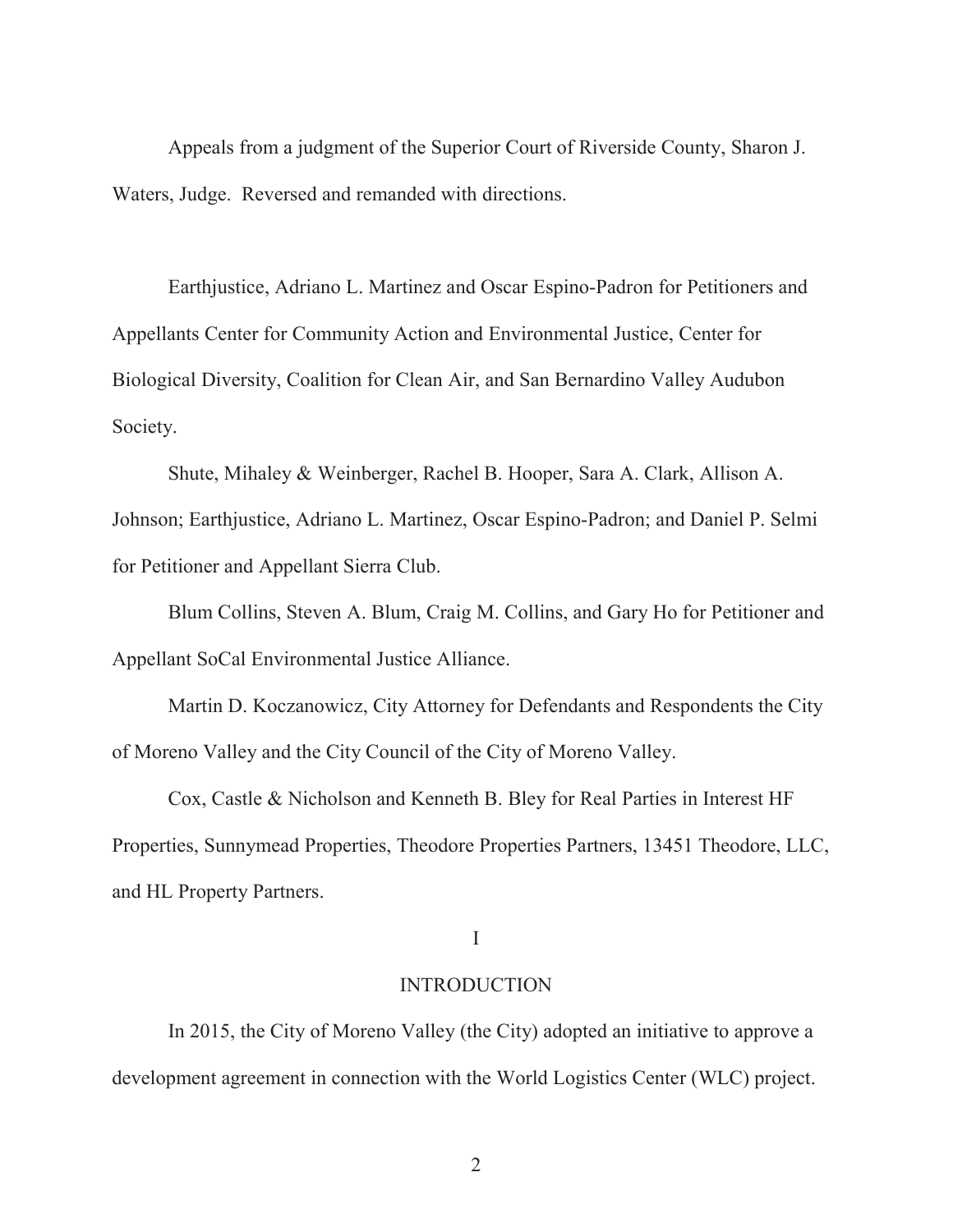Appeals from a judgment of the Superior Court of Riverside County, Sharon J. Waters, Judge. Reversed and remanded with directions.

Earthjustice, Adriano L. Martinez and Oscar Espino-Padron for Petitioners and Appellants Center for Community Action and Environmental Justice, Center for Biological Diversity, Coalition for Clean Air, and San Bernardino Valley Audubon Society.

Shute, Mihaley & Weinberger, Rachel B. Hooper, Sara A. Clark, Allison A. Johnson; Earthjustice, Adriano L. Martinez, Oscar Espino-Padron; and Daniel P. Selmi for Petitioner and Appellant Sierra Club.

Blum Collins, Steven A. Blum, Craig M. Collins, and Gary Ho for Petitioner and Appellant SoCal Environmental Justice Alliance.

Martin D. Koczanowicz, City Attorney for Defendants and Respondents the City of Moreno Valley and the City Council of the City of Moreno Valley.

Cox, Castle & Nicholson and Kenneth B. Bley for Real Parties in Interest HF Properties, Sunnymead Properties, Theodore Properties Partners, 13451 Theodore, LLC, and HL Property Partners.

# I

# INTRODUCTION

In 2015, the City of Moreno Valley (the City) adopted an initiative to approve a development agreement in connection with the World Logistics Center (WLC) project.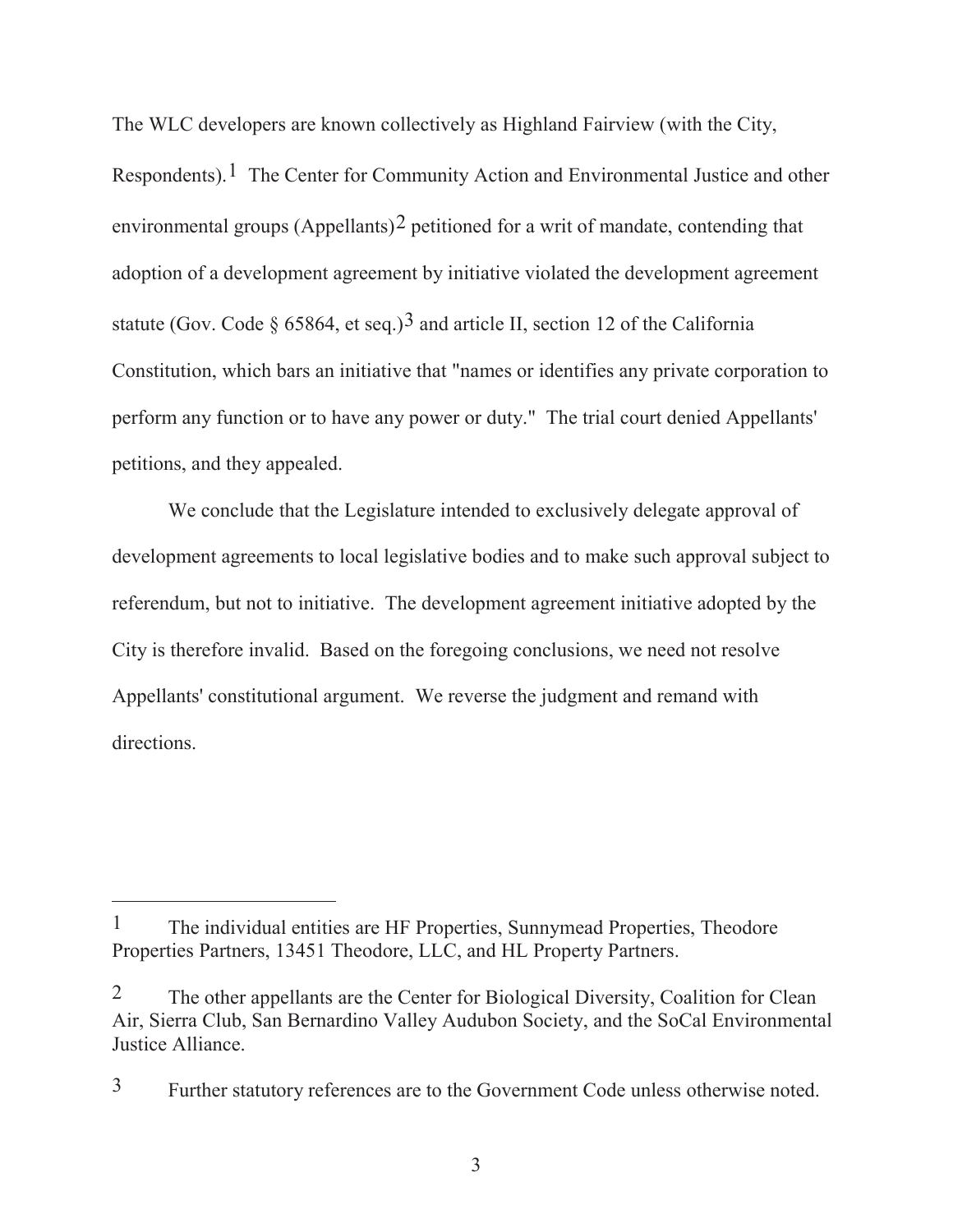The WLC developers are known collectively as Highland Fairview (with the City, Respondents).[1] The Center for Community Action and Environmental Justice and other environmental groups (Appellants)[2] petitioned for a writ of mandate, contending that adoption of a development agreement by initiative violated the development agreement statute (Gov. Code § 65864, et seq.)[3] and article II, section 12 of the California Constitution, which bars an initiative that "names or identifies any private corporation to perform any function or to have any power or duty." The trial court denied Appellants' petitions, and they appealed.

We conclude that the Legislature intended to exclusively delegate approval of development agreements to local legislative bodies and to make such approval subject to referendum, but not to initiative. The development agreement initiative adopted by the City is therefore invalid. Based on the foregoing conclusions, we need not resolve Appellants' constitutional argument. We reverse the judgment and remand with directions.

---

[1] The individual entities are HF Properties, Sunnymead Properties, Theodore Properties Partners, 13451 Theodore, LLC, and HL Property Partners.

[2] The other appellants are the Center for Biological Diversity, Coalition for Clean Air, Sierra Club, San Bernardino Valley Audubon Society, and the SoCal Environmental Justice Alliance.

[3] Further statutory references are to the Government Code unless otherwise noted.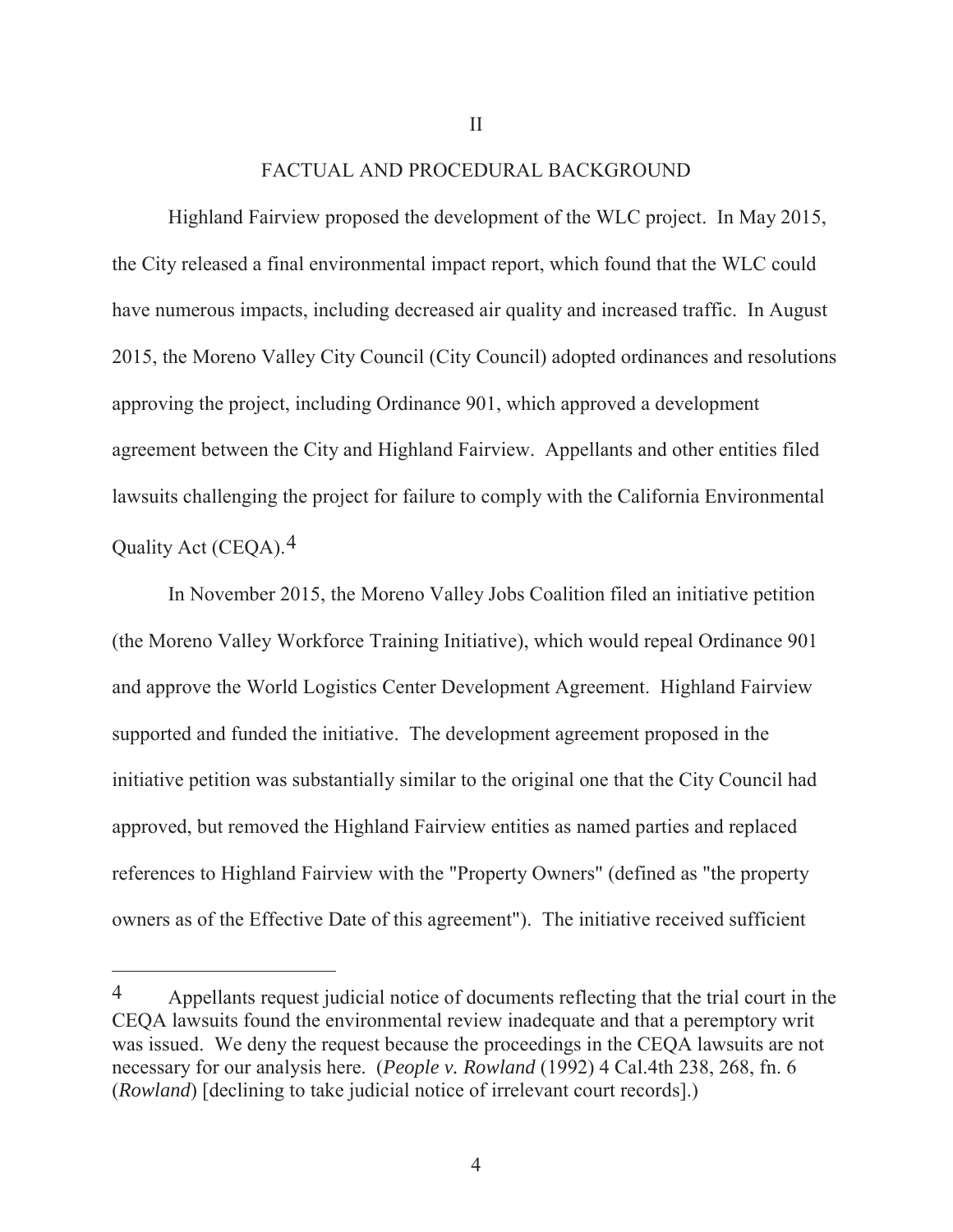II

## FACTUAL AND PROCEDURAL BACKGROUND

Highland Fairview proposed the development of the WLC project. In May 2015, the City released a final environmental impact report, which found that the WLC could have numerous impacts, including decreased air quality and increased traffic. In August 2015, the Moreno Valley City Council (City Council) adopted ordinances and resolutions approving the project, including Ordinance 901, which approved a development agreement between the City and Highland Fairview. Appellants and other entities filed lawsuits challenging the project for failure to comply with the California Environmental Quality Act (CEQA).[4]

In November 2015, the Moreno Valley Jobs Coalition filed an initiative petition (the Moreno Valley Workforce Training Initiative), which would repeal Ordinance 901 and approve the World Logistics Center Development Agreement. Highland Fairview supported and funded the initiative. The development agreement proposed in the initiative petition was substantially similar to the original one that the City Council had approved, but removed the Highland Fairview entities as named parties and replaced references to Highland Fairview with the "Property Owners" (defined as "the property owners as of the Effective Date of this agreement"). The initiative received sufficient

---

[4] Appellants request judicial notice of documents reflecting that the trial court in the CEQA lawsuits found the environmental review inadequate and that a peremptory writ was issued. We deny the request because the proceedings in the CEQA lawsuits are not necessary for our analysis here. (*People v. Rowland* (1992) 4 Cal.4th 238, 268, fn. 6 (*Rowland*) [declining to take judicial notice of irrelevant court records].)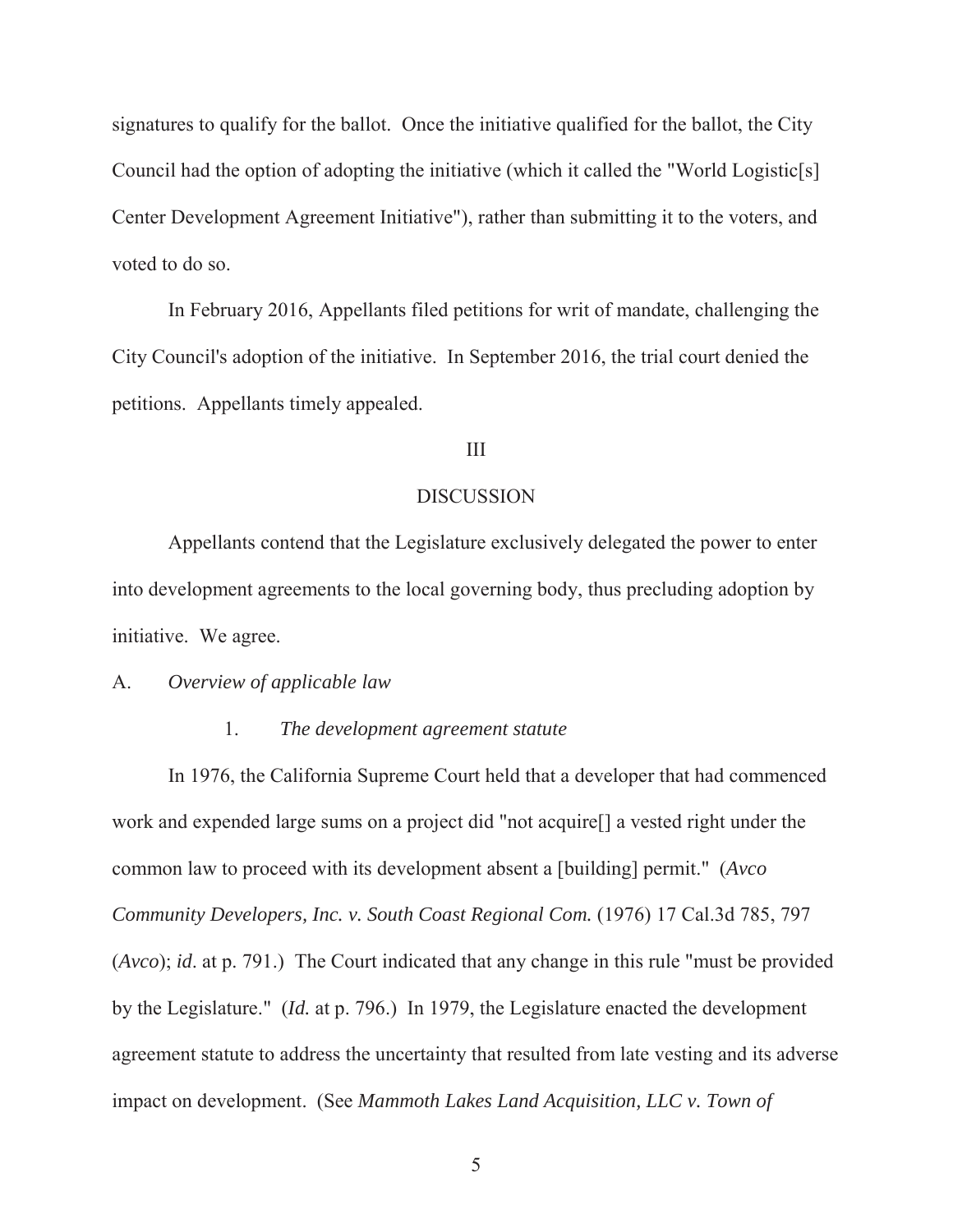signatures to qualify for the ballot. Once the initiative qualified for the ballot, the City Council had the option of adopting the initiative (which it called the "World Logistic[s] Center Development Agreement Initiative"), rather than submitting it to the voters, and voted to do so.

In February 2016, Appellants filed petitions for writ of mandate, challenging the City Council's adoption of the initiative. In September 2016, the trial court denied the petitions. Appellants timely appealed.

## III

## DISCUSSION

Appellants contend that the Legislature exclusively delegated the power to enter into development agreements to the local governing body, thus precluding adoption by initiative. We agree.

### A. *Overview of applicable law*

#### 1. *The development agreement statute*

In 1976, the California Supreme Court held that a developer that had commenced work and expended large sums on a project did "not acquire[] a vested right under the common law to proceed with its development absent a [building] permit." (*Avco Community Developers, Inc. v. South Coast Regional Com.* (1976) 17 Cal.3d 785, 797 (*Avco*); *id*. at p. 791.) The Court indicated that any change in this rule "must be provided by the Legislature." (*Id.* at p. 796.) In 1979, the Legislature enacted the development agreement statute to address the uncertainty that resulted from late vesting and its adverse impact on development. (See *Mammoth Lakes Land Acquisition, LLC v. Town of*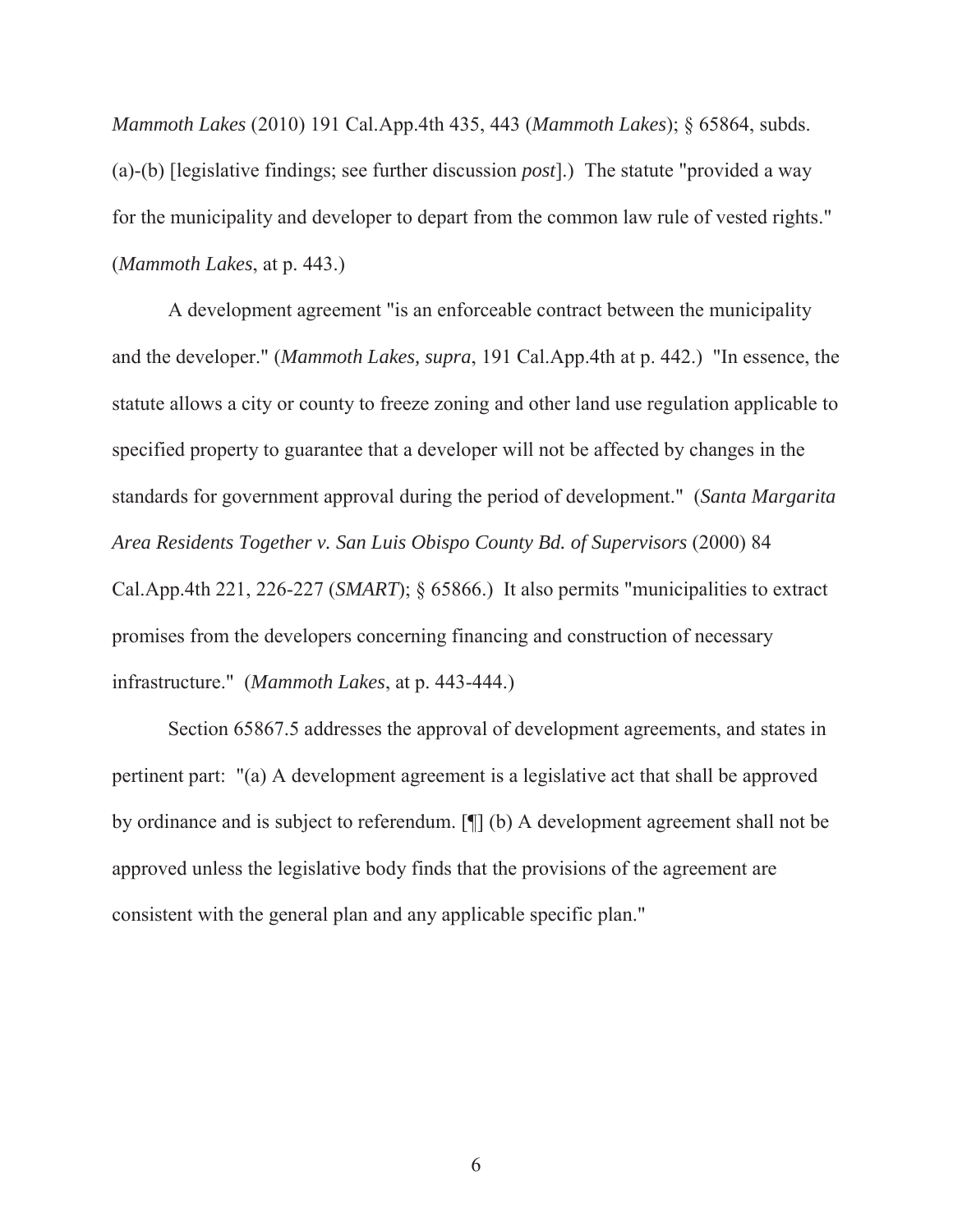*Mammoth Lakes* (2010) 191 Cal.App.4th 435, 443 (*Mammoth Lakes*); § 65864, subds. (a)-(b) [legislative findings; see further discussion *post*].) The statute "provided a way for the municipality and developer to depart from the common law rule of vested rights." (*Mammoth Lakes*, at p. 443.)

A development agreement "is an enforceable contract between the municipality and the developer." (*Mammoth Lakes, supra*, 191 Cal.App.4th at p. 442.) "In essence, the statute allows a city or county to freeze zoning and other land use regulation applicable to specified property to guarantee that a developer will not be affected by changes in the standards for government approval during the period of development." (*Santa Margarita Area Residents Together v. San Luis Obispo County Bd. of Supervisors* (2000) 84 Cal.App.4th 221, 226-227 (*SMART*); § 65866.) It also permits "municipalities to extract promises from the developers concerning financing and construction of necessary infrastructure." (*Mammoth Lakes*, at p. 443-444.)

Section 65867.5 addresses the approval of development agreements, and states in pertinent part: "(a) A development agreement is a legislative act that shall be approved by ordinance and is subject to referendum. [¶] (b) A development agreement shall not be approved unless the legislative body finds that the provisions of the agreement are consistent with the general plan and any applicable specific plan."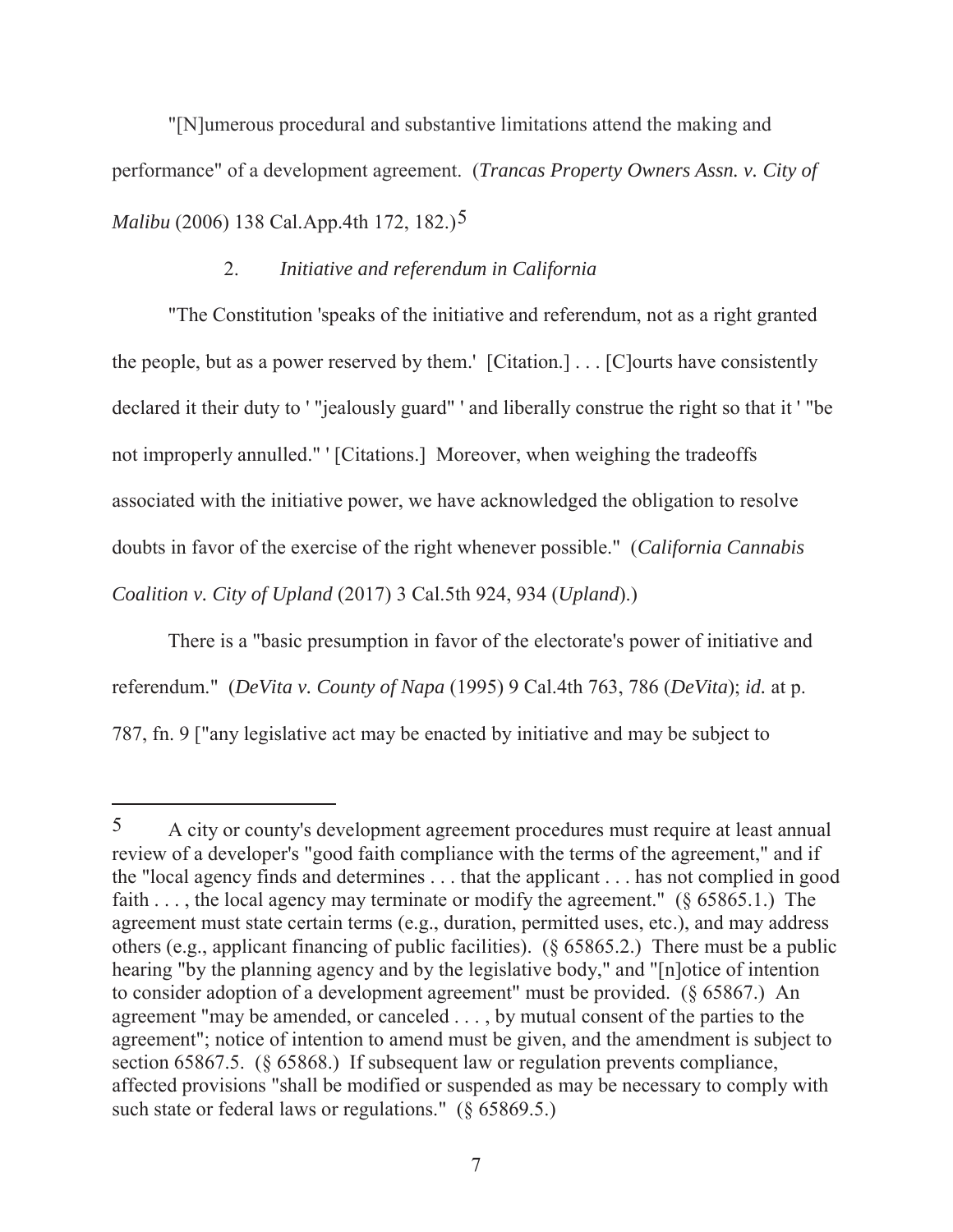"[N]umerous procedural and substantive limitations attend the making and performance" of a development agreement. (*Trancas Property Owners Assn. v. City of Malibu* (2006) 138 Cal.App.4th 172, 182.)[5]

2. *Initiative and referendum in California*

"The Constitution 'speaks of the initiative and referendum, not as a right granted the people, but as a power reserved by them.' [Citation.] . . . [C]ourts have consistently declared it their duty to ' "jealously guard" ' and liberally construe the right so that it ' "be not improperly annulled." ' [Citations.] Moreover, when weighing the tradeoffs associated with the initiative power, we have acknowledged the obligation to resolve doubts in favor of the exercise of the right whenever possible." (*California Cannabis Coalition v. City of Upland* (2017) 3 Cal.5th 924, 934 (*Upland*).)

There is a "basic presumption in favor of the electorate's power of initiative and referendum." (*DeVita v. County of Napa* (1995) 9 Cal.4th 763, 786 (*DeVita*); *id.* at p. 787, fn. 9 ["any legislative act may be enacted by initiative and may be subject to

---

[5] A city or county's development agreement procedures must require at least annual review of a developer's "good faith compliance with the terms of the agreement," and if the "local agency finds and determines . . . that the applicant . . . has not complied in good faith . . . , the local agency may terminate or modify the agreement." (§ 65865.1.) The agreement must state certain terms (e.g., duration, permitted uses, etc.), and may address others (e.g., applicant financing of public facilities). (§ 65865.2.) There must be a public hearing "by the planning agency and by the legislative body," and "[n]otice of intention to consider adoption of a development agreement" must be provided. (§ 65867.) An agreement "may be amended, or canceled . . . , by mutual consent of the parties to the agreement"; notice of intention to amend must be given, and the amendment is subject to section 65867.5. (§ 65868.) If subsequent law or regulation prevents compliance, affected provisions "shall be modified or suspended as may be necessary to comply with such state or federal laws or regulations." (§ 65869.5.)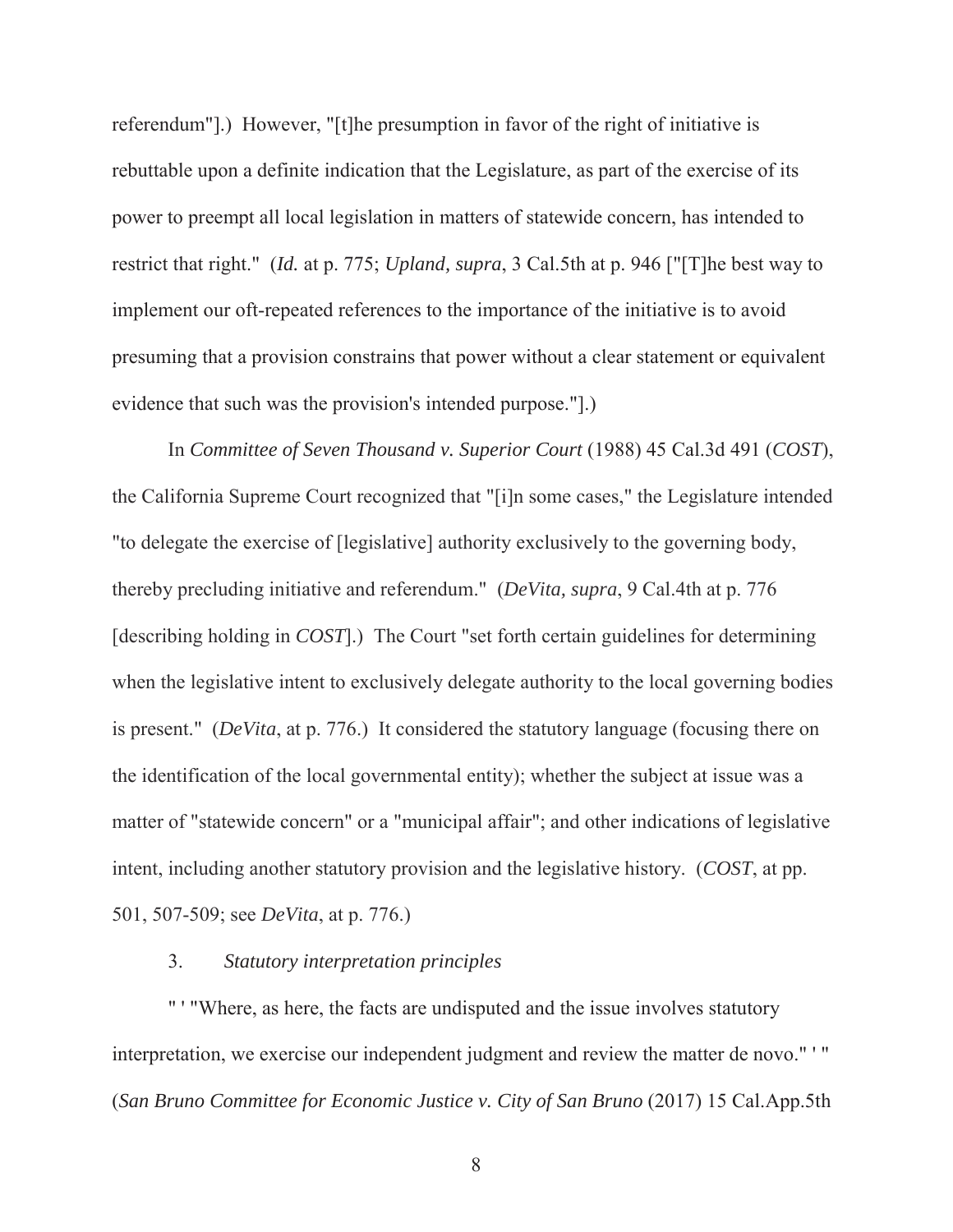referendum"].) However, "[t]he presumption in favor of the right of initiative is rebuttable upon a definite indication that the Legislature, as part of the exercise of its power to preempt all local legislation in matters of statewide concern, has intended to restrict that right." (*Id.* at p. 775; *Upland, supra*, 3 Cal.5th at p. 946 ["[T]he best way to implement our oft-repeated references to the importance of the initiative is to avoid presuming that a provision constrains that power without a clear statement or equivalent evidence that such was the provision's intended purpose."].)

In *Committee of Seven Thousand v. Superior Court* (1988) 45 Cal.3d 491 (*COST*), the California Supreme Court recognized that "[i]n some cases," the Legislature intended "to delegate the exercise of [legislative] authority exclusively to the governing body, thereby precluding initiative and referendum." (*DeVita, supra*, 9 Cal.4th at p. 776 [describing holding in *COST*].) The Court "set forth certain guidelines for determining when the legislative intent to exclusively delegate authority to the local governing bodies is present." (*DeVita*, at p. 776.) It considered the statutory language (focusing there on the identification of the local governmental entity); whether the subject at issue was a matter of "statewide concern" or a "municipal affair"; and other indications of legislative intent, including another statutory provision and the legislative history. (*COST*, at pp. 501, 507-509; see *DeVita*, at p. 776.)

3. *Statutory interpretation principles*

" ' "Where, as here, the facts are undisputed and the issue involves statutory interpretation, we exercise our independent judgment and review the matter de novo." ' " (*San Bruno Committee for Economic Justice v. City of San Bruno* (2017) 15 Cal.App.5th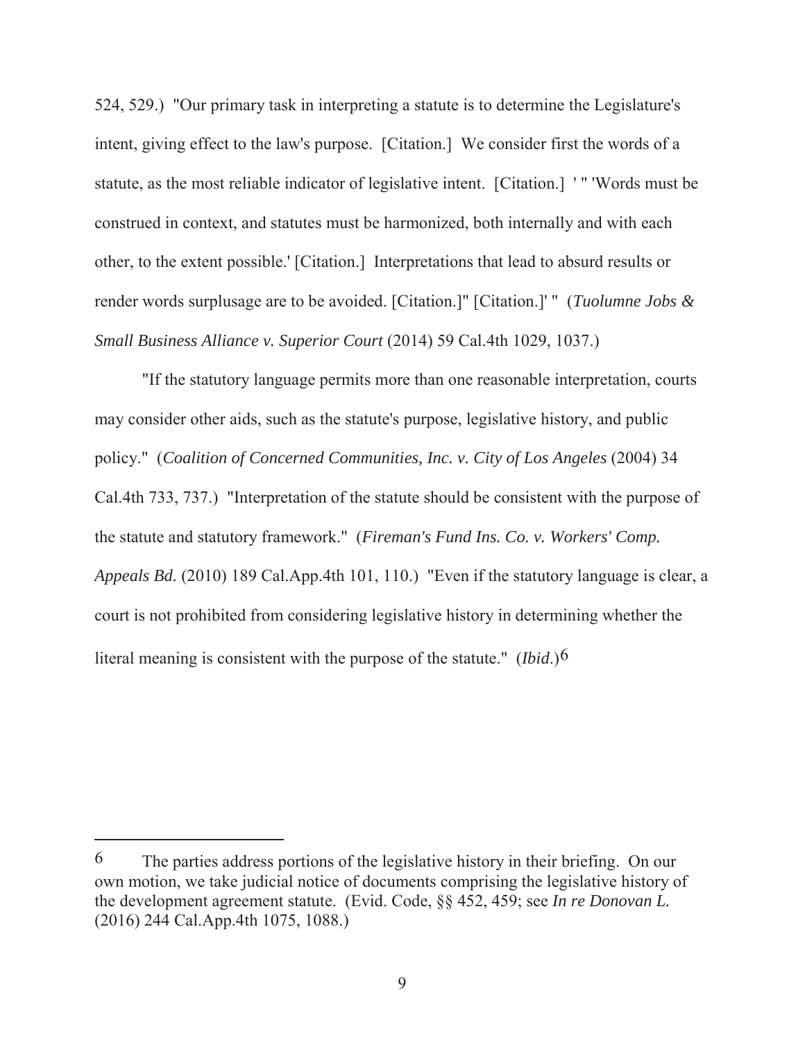524, 529.) "Our primary task in interpreting a statute is to determine the Legislature's intent, giving effect to the law's purpose. [Citation.] We consider first the words of a statute, as the most reliable indicator of legislative intent. [Citation.] ' " 'Words must be construed in context, and statutes must be harmonized, both internally and with each other, to the extent possible.' [Citation.] Interpretations that lead to absurd results or render words surplusage are to be avoided. [Citation.]" [Citation.]' " (*Tuolumne Jobs & Small Business Alliance v. Superior Court* (2014) 59 Cal.4th 1029, 1037.)

"If the statutory language permits more than one reasonable interpretation, courts may consider other aids, such as the statute's purpose, legislative history, and public policy." (*Coalition of Concerned Communities, Inc. v. City of Los Angeles* (2004) 34 Cal.4th 733, 737.) "Interpretation of the statute should be consistent with the purpose of the statute and statutory framework." (*Fireman's Fund Ins. Co. v. Workers' Comp. Appeals Bd.* (2010) 189 Cal.App.4th 101, 110.) "Even if the statutory language is clear, a court is not prohibited from considering legislative history in determining whether the literal meaning is consistent with the purpose of the statute." (*Ibid*.)[6]

---

[6] The parties address portions of the legislative history in their briefing. On our own motion, we take judicial notice of documents comprising the legislative history of the development agreement statute. (Evid. Code, §§ 452, 459; see *In re Donovan L.* (2016) 244 Cal.App.4th 1075, 1088.)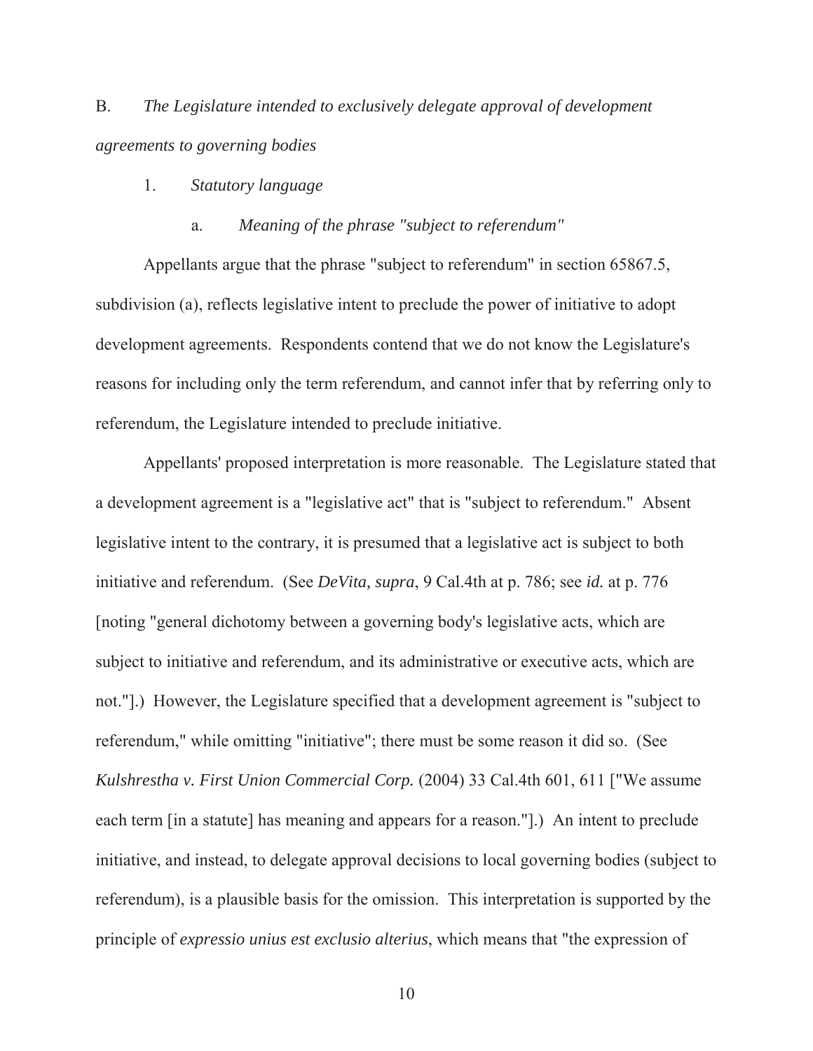B. *The Legislature intended to exclusively delegate approval of development agreements to governing bodies*

1. *Statutory language*

a. *Meaning of the phrase "subject to referendum"*

Appellants argue that the phrase "subject to referendum" in section 65867.5, subdivision (a), reflects legislative intent to preclude the power of initiative to adopt development agreements. Respondents contend that we do not know the Legislature's reasons for including only the term referendum, and cannot infer that by referring only to referendum, the Legislature intended to preclude initiative.

Appellants' proposed interpretation is more reasonable. The Legislature stated that a development agreement is a "legislative act" that is "subject to referendum." Absent legislative intent to the contrary, it is presumed that a legislative act is subject to both initiative and referendum. (See *DeVita, supra*, 9 Cal.4th at p. 786; see *id.* at p. 776 [noting "general dichotomy between a governing body's legislative acts, which are subject to initiative and referendum, and its administrative or executive acts, which are not."].) However, the Legislature specified that a development agreement is "subject to referendum," while omitting "initiative"; there must be some reason it did so. (See *Kulshrestha v. First Union Commercial Corp.* (2004) 33 Cal.4th 601, 611 ["We assume each term [in a statute] has meaning and appears for a reason."].) An intent to preclude initiative, and instead, to delegate approval decisions to local governing bodies (subject to referendum), is a plausible basis for the omission. This interpretation is supported by the principle of *expressio unius est exclusio alterius*, which means that "the expression of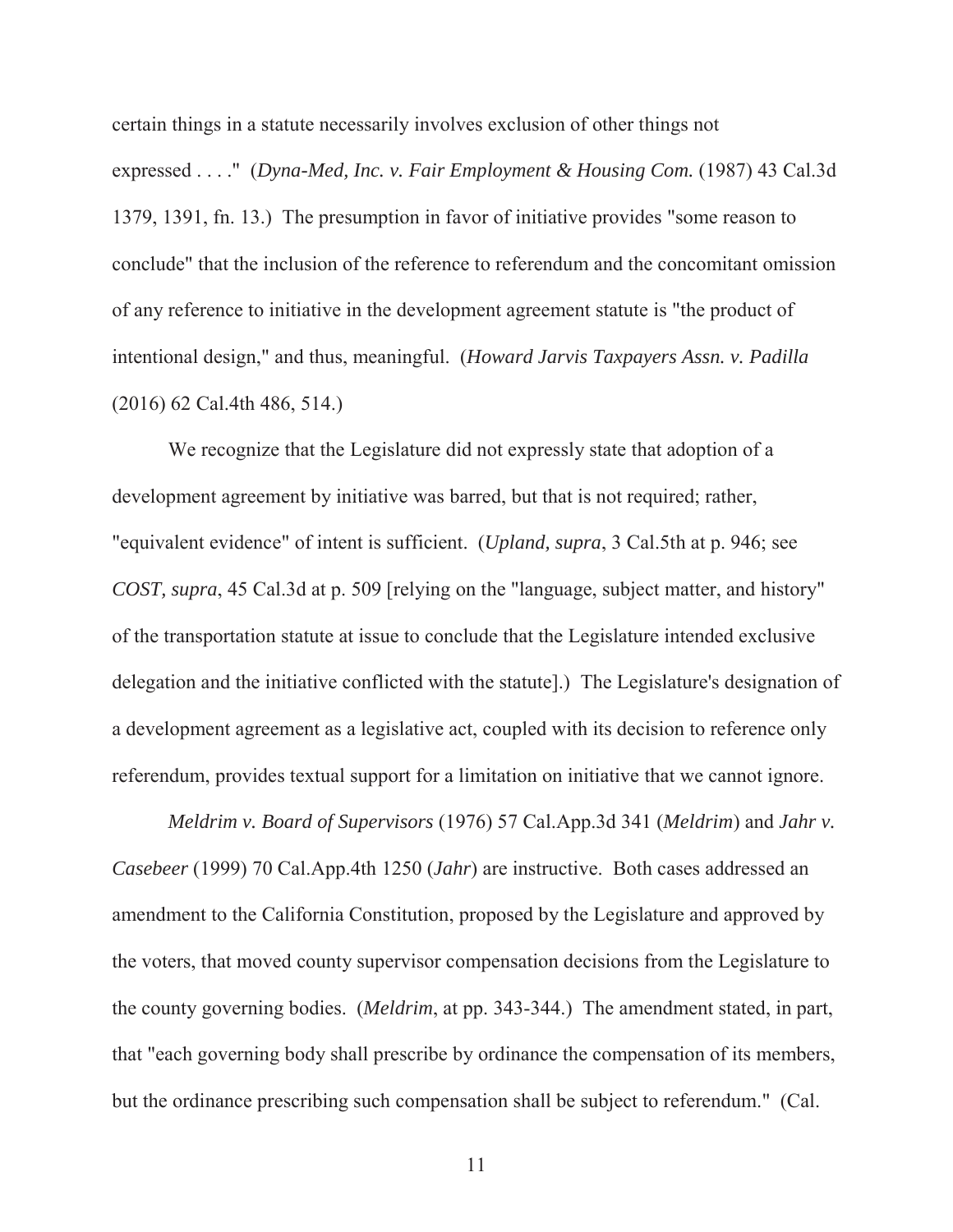certain things in a statute necessarily involves exclusion of other things not expressed . . . ." (*Dyna-Med, Inc. v. Fair Employment & Housing Com.* (1987) 43 Cal.3d 1379, 1391, fn. 13.) The presumption in favor of initiative provides "some reason to conclude" that the inclusion of the reference to referendum and the concomitant omission of any reference to initiative in the development agreement statute is "the product of intentional design," and thus, meaningful. (*Howard Jarvis Taxpayers Assn. v. Padilla* (2016) 62 Cal.4th 486, 514.)

We recognize that the Legislature did not expressly state that adoption of a development agreement by initiative was barred, but that is not required; rather, "equivalent evidence" of intent is sufficient. (*Upland, supra*, 3 Cal.5th at p. 946; see *COST, supra*, 45 Cal.3d at p. 509 [relying on the "language, subject matter, and history" of the transportation statute at issue to conclude that the Legislature intended exclusive delegation and the initiative conflicted with the statute].) The Legislature's designation of a development agreement as a legislative act, coupled with its decision to reference only referendum, provides textual support for a limitation on initiative that we cannot ignore.

*Meldrim v. Board of Supervisors* (1976) 57 Cal.App.3d 341 (*Meldrim*) and *Jahr v. Casebeer* (1999) 70 Cal.App.4th 1250 (*Jahr*) are instructive. Both cases addressed an amendment to the California Constitution, proposed by the Legislature and approved by the voters, that moved county supervisor compensation decisions from the Legislature to the county governing bodies. (*Meldrim*, at pp. 343-344.) The amendment stated, in part, that "each governing body shall prescribe by ordinance the compensation of its members, but the ordinance prescribing such compensation shall be subject to referendum." (Cal.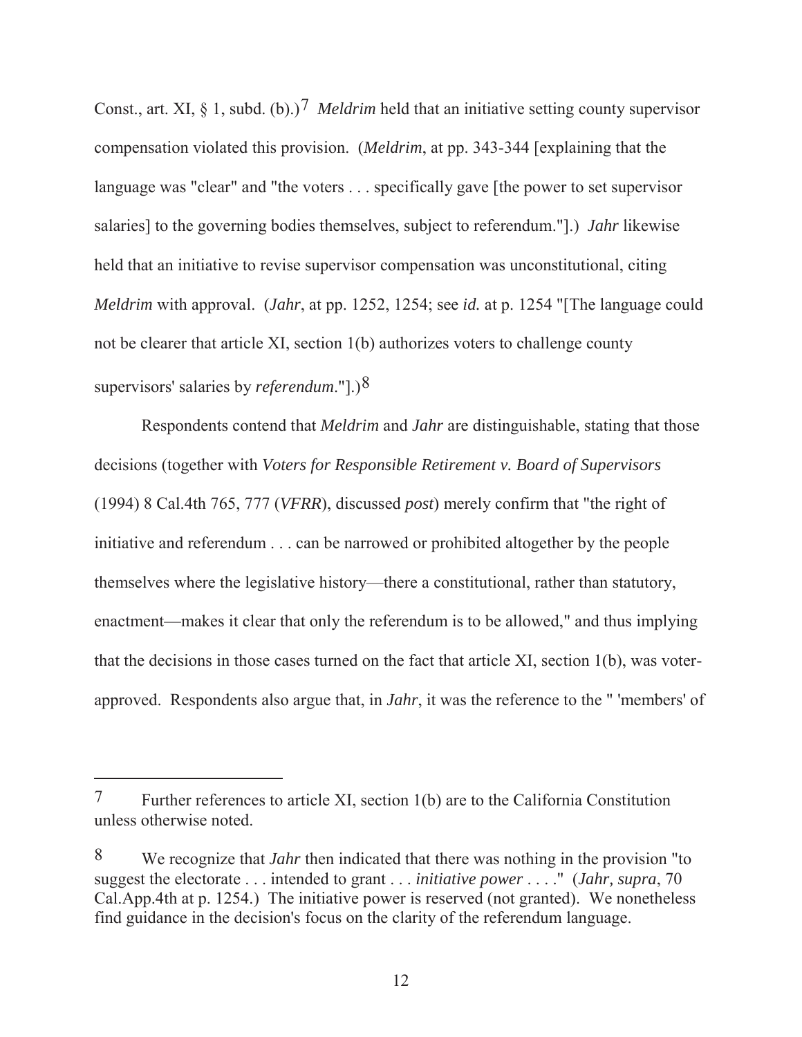Const., art. XI, § 1, subd. (b).)[7] *Meldrim* held that an initiative setting county supervisor compensation violated this provision. (*Meldrim*, at pp. 343-344 [explaining that the language was "clear" and "the voters . . . specifically gave [the power to set supervisor salaries] to the governing bodies themselves, subject to referendum."].) *Jahr* likewise held that an initiative to revise supervisor compensation was unconstitutional, citing *Meldrim* with approval. (*Jahr*, at pp. 1252, 1254; see *id.* at p. 1254 "[The language could not be clearer that article XI, section 1(b) authorizes voters to challenge county supervisors' salaries by *referendum*."].)[8]

Respondents contend that *Meldrim* and *Jahr* are distinguishable, stating that those decisions (together with *Voters for Responsible Retirement v. Board of Supervisors* (1994) 8 Cal.4th 765, 777 (*VFRR*), discussed *post*) merely confirm that "the right of initiative and referendum . . . can be narrowed or prohibited altogether by the people themselves where the legislative history—there a constitutional, rather than statutory, enactment—makes it clear that only the referendum is to be allowed," and thus implying that the decisions in those cases turned on the fact that article XI, section 1(b), was voter-approved. Respondents also argue that, in *Jahr*, it was the reference to the " 'members' of

---

[7] Further references to article XI, section 1(b) are to the California Constitution unless otherwise noted.

[8] We recognize that *Jahr* then indicated that there was nothing in the provision "to suggest the electorate . . . intended to grant . . . *initiative power* . . . ." (*Jahr, supra*, 70 Cal.App.4th at p. 1254.) The initiative power is reserved (not granted). We nonetheless find guidance in the decision's focus on the clarity of the referendum language.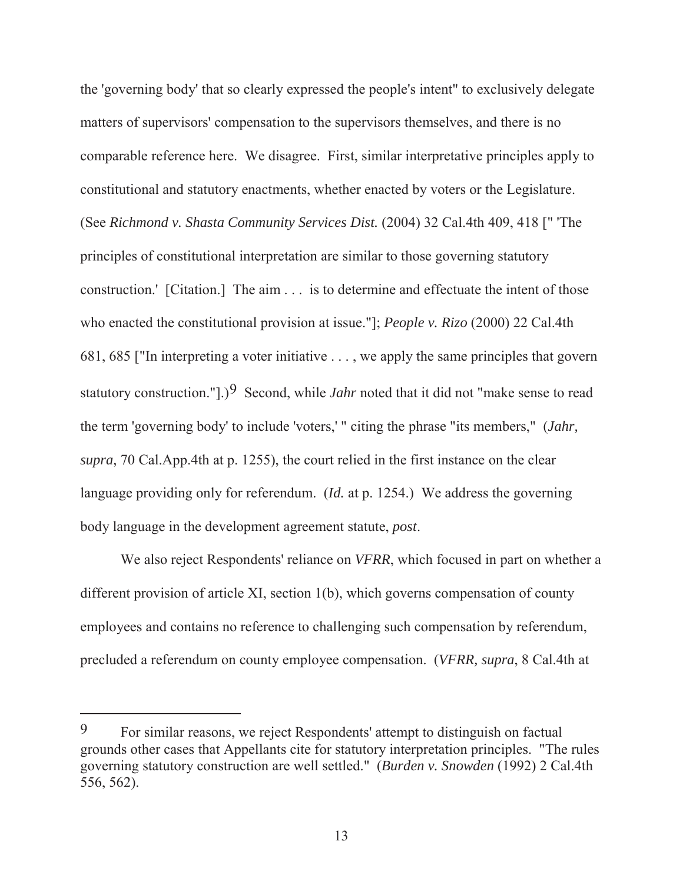the 'governing body' that so clearly expressed the people's intent" to exclusively delegate matters of supervisors' compensation to the supervisors themselves, and there is no comparable reference here. We disagree. First, similar interpretative principles apply to constitutional and statutory enactments, whether enacted by voters or the Legislature. (See *Richmond v. Shasta Community Services Dist.* (2004) 32 Cal.4th 409, 418 [" 'The principles of constitutional interpretation are similar to those governing statutory construction.' [Citation.] The aim . . . is to determine and effectuate the intent of those who enacted the constitutional provision at issue."]; *People v. Rizo* (2000) 22 Cal.4th 681, 685 ["In interpreting a voter initiative . . . , we apply the same principles that govern statutory construction."].)[9] Second, while *Jahr* noted that it did not "make sense to read the term 'governing body' to include 'voters,' " citing the phrase "its members," (*Jahr, supra*, 70 Cal.App.4th at p. 1255), the court relied in the first instance on the clear language providing only for referendum. (*Id.* at p. 1254.) We address the governing body language in the development agreement statute, *post*.

We also reject Respondents' reliance on *VFRR*, which focused in part on whether a different provision of article XI, section 1(b), which governs compensation of county employees and contains no reference to challenging such compensation by referendum, precluded a referendum on county employee compensation. (*VFRR, supra*, 8 Cal.4th at

---

9 For similar reasons, we reject Respondents' attempt to distinguish on factual grounds other cases that Appellants cite for statutory interpretation principles. "The rules governing statutory construction are well settled." (*Burden v. Snowden* (1992) 2 Cal.4th 556, 562).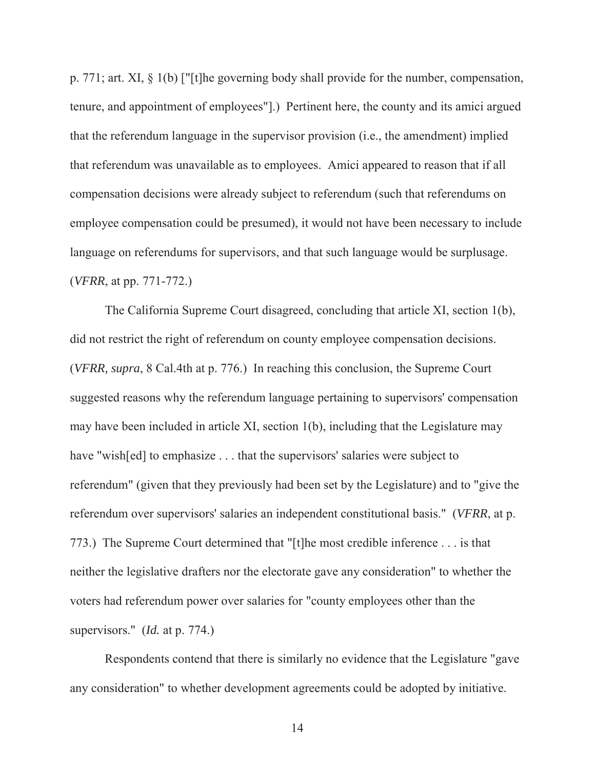p. 771; art. XI, § 1(b) ["[t]he governing body shall provide for the number, compensation, tenure, and appointment of employees"].) Pertinent here, the county and its amici argued that the referendum language in the supervisor provision (i.e., the amendment) implied that referendum was unavailable as to employees. Amici appeared to reason that if all compensation decisions were already subject to referendum (such that referendums on employee compensation could be presumed), it would not have been necessary to include language on referendums for supervisors, and that such language would be surplusage. (*VFRR*, at pp. 771-772.)

The California Supreme Court disagreed, concluding that article XI, section 1(b), did not restrict the right of referendum on county employee compensation decisions. (*VFRR, supra*, 8 Cal.4th at p. 776.) In reaching this conclusion, the Supreme Court suggested reasons why the referendum language pertaining to supervisors' compensation may have been included in article XI, section 1(b), including that the Legislature may have "wish[ed] to emphasize . . . that the supervisors' salaries were subject to referendum" (given that they previously had been set by the Legislature) and to "give the referendum over supervisors' salaries an independent constitutional basis." (*VFRR*, at p. 773.) The Supreme Court determined that "[t]he most credible inference . . . is that neither the legislative drafters nor the electorate gave any consideration" to whether the voters had referendum power over salaries for "county employees other than the supervisors." (*Id.* at p. 774.)

Respondents contend that there is similarly no evidence that the Legislature "gave any consideration" to whether development agreements could be adopted by initiative.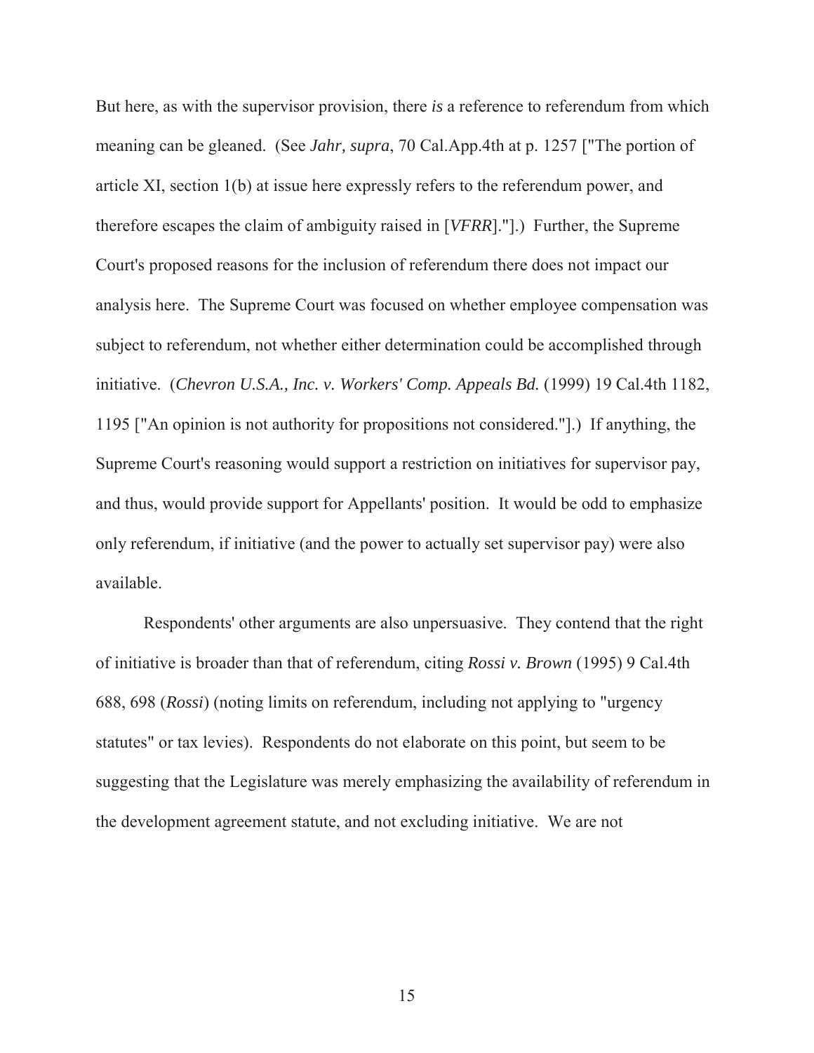But here, as with the supervisor provision, there *is* a reference to referendum from which meaning can be gleaned. (See *Jahr, supra*, 70 Cal.App.4th at p. 1257 ["The portion of article XI, section 1(b) at issue here expressly refers to the referendum power, and therefore escapes the claim of ambiguity raised in [*VFRR*]."].) Further, the Supreme Court's proposed reasons for the inclusion of referendum there does not impact our analysis here. The Supreme Court was focused on whether employee compensation was subject to referendum, not whether either determination could be accomplished through initiative. (*Chevron U.S.A., Inc. v. Workers' Comp. Appeals Bd.* (1999) 19 Cal.4th 1182, 1195 ["An opinion is not authority for propositions not considered."].) If anything, the Supreme Court's reasoning would support a restriction on initiatives for supervisor pay, and thus, would provide support for Appellants' position. It would be odd to emphasize only referendum, if initiative (and the power to actually set supervisor pay) were also available.

Respondents' other arguments are also unpersuasive. They contend that the right of initiative is broader than that of referendum, citing *Rossi v. Brown* (1995) 9 Cal.4th 688, 698 (*Rossi*) (noting limits on referendum, including not applying to "urgency statutes" or tax levies). Respondents do not elaborate on this point, but seem to be suggesting that the Legislature was merely emphasizing the availability of referendum in the development agreement statute, and not excluding initiative. We are not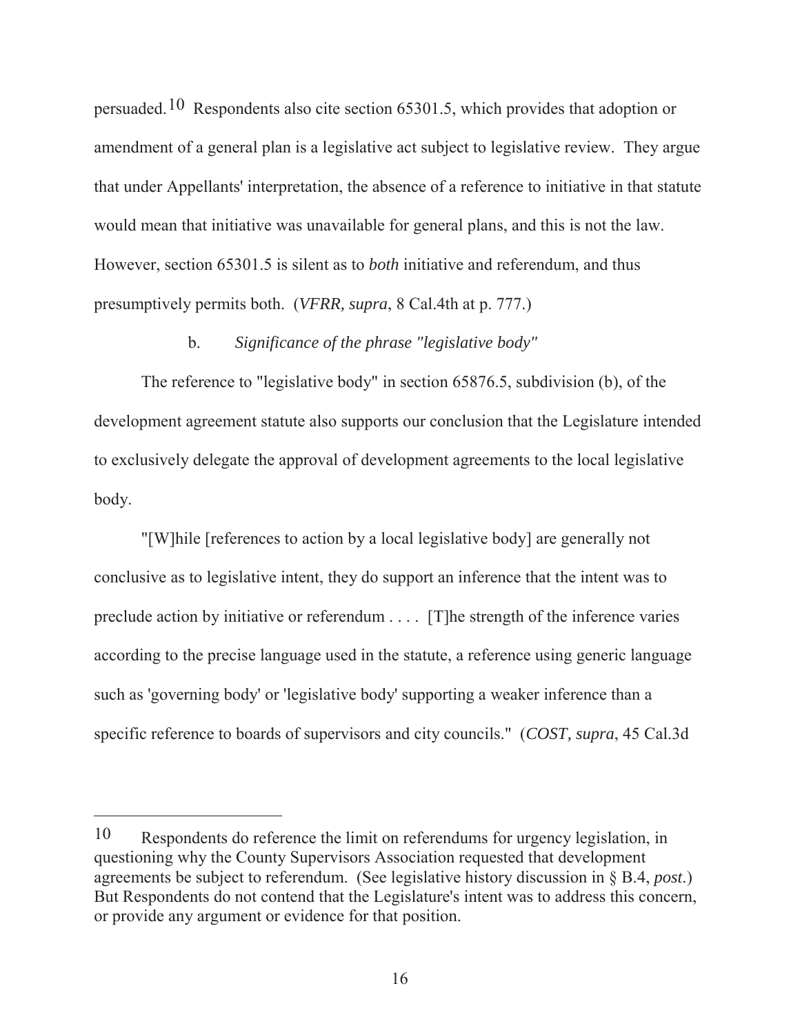persuaded.[10] Respondents also cite section 65301.5, which provides that adoption or amendment of a general plan is a legislative act subject to legislative review. They argue that under Appellants' interpretation, the absence of a reference to initiative in that statute would mean that initiative was unavailable for general plans, and this is not the law. However, section 65301.5 is silent as to *both* initiative and referendum, and thus presumptively permits both. (*VFRR, supra*, 8 Cal.4th at p. 777.)

b. *Significance of the phrase "legislative body"*

The reference to "legislative body" in section 65876.5, subdivision (b), of the development agreement statute also supports our conclusion that the Legislature intended to exclusively delegate the approval of development agreements to the local legislative body.

"[W]hile [references to action by a local legislative body] are generally not conclusive as to legislative intent, they do support an inference that the intent was to preclude action by initiative or referendum . . . . [T]he strength of the inference varies according to the precise language used in the statute, a reference using generic language such as 'governing body' or 'legislative body' supporting a weaker inference than a specific reference to boards of supervisors and city councils." (*COST, supra*, 45 Cal.3d

---

[10] Respondents do reference the limit on referendums for urgency legislation, in questioning why the County Supervisors Association requested that development agreements be subject to referendum. (See legislative history discussion in § B.4, *post*.) But Respondents do not contend that the Legislature's intent was to address this concern, or provide any argument or evidence for that position.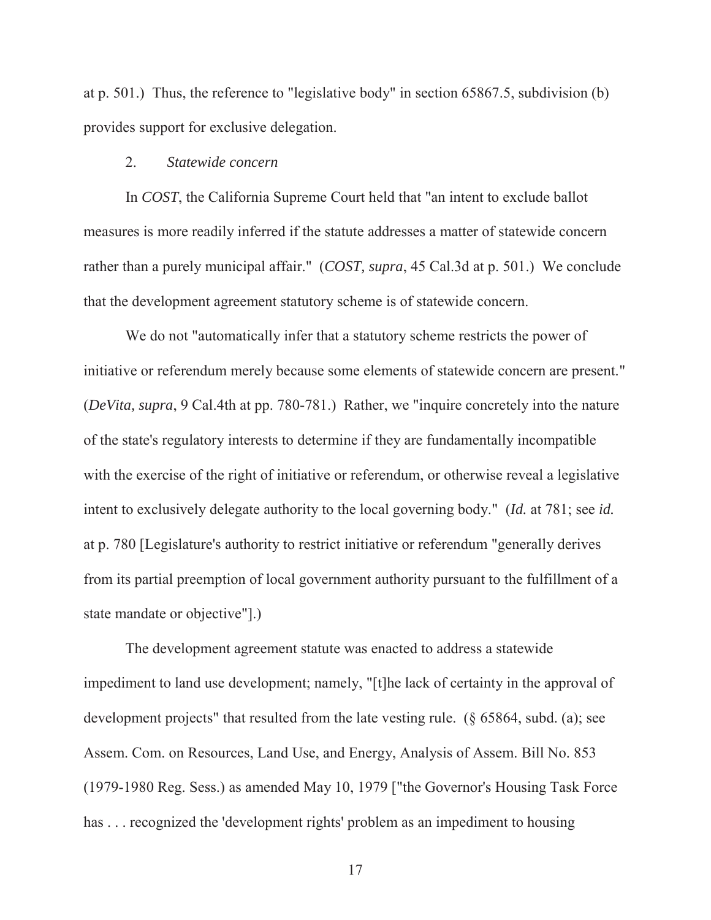at p. 501.) Thus, the reference to "legislative body" in section 65867.5, subdivision (b) provides support for exclusive delegation.

2. *Statewide concern*

In *COST*, the California Supreme Court held that "an intent to exclude ballot measures is more readily inferred if the statute addresses a matter of statewide concern rather than a purely municipal affair." (*COST, supra*, 45 Cal.3d at p. 501.) We conclude that the development agreement statutory scheme is of statewide concern.

We do not "automatically infer that a statutory scheme restricts the power of initiative or referendum merely because some elements of statewide concern are present." (*DeVita, supra*, 9 Cal.4th at pp. 780-781.) Rather, we "inquire concretely into the nature of the state's regulatory interests to determine if they are fundamentally incompatible with the exercise of the right of initiative or referendum, or otherwise reveal a legislative intent to exclusively delegate authority to the local governing body." (*Id.* at 781; see *id.* at p. 780 [Legislature's authority to restrict initiative or referendum "generally derives from its partial preemption of local government authority pursuant to the fulfillment of a state mandate or objective"].)

The development agreement statute was enacted to address a statewide impediment to land use development; namely, "[t]he lack of certainty in the approval of development projects" that resulted from the late vesting rule. (§ 65864, subd. (a); see Assem. Com. on Resources, Land Use, and Energy, Analysis of Assem. Bill No. 853 (1979-1980 Reg. Sess.) as amended May 10, 1979 ["the Governor's Housing Task Force has . . . recognized the 'development rights' problem as an impediment to housing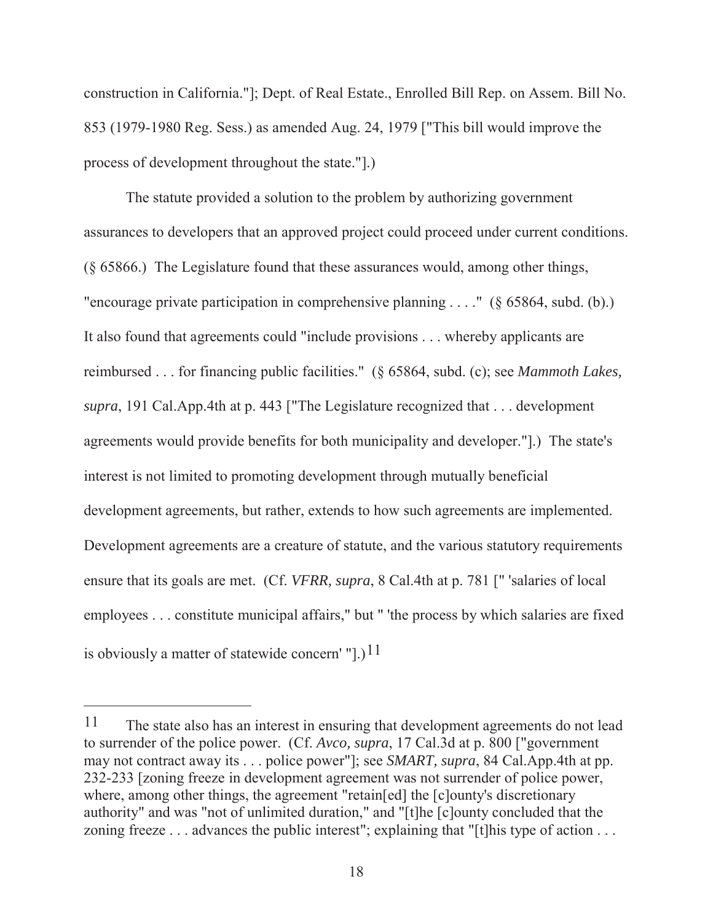construction in California."]; Dept. of Real Estate., Enrolled Bill Rep. on Assem. Bill No. 853 (1979-1980 Reg. Sess.) as amended Aug. 24, 1979 ["This bill would improve the process of development throughout the state."].)

The statute provided a solution to the problem by authorizing government assurances to developers that an approved project could proceed under current conditions. (§ 65866.) The Legislature found that these assurances would, among other things, "encourage private participation in comprehensive planning . . . ." (§ 65864, subd. (b).) It also found that agreements could "include provisions . . . whereby applicants are reimbursed . . . for financing public facilities." (§ 65864, subd. (c); see *Mammoth Lakes, supra*, 191 Cal.App.4th at p. 443 ["The Legislature recognized that . . . development agreements would provide benefits for both municipality and developer."].) The state's interest is not limited to promoting development through mutually beneficial development agreements, but rather, extends to how such agreements are implemented. Development agreements are a creature of statute, and the various statutory requirements ensure that its goals are met. (Cf. *VFRR, supra*, 8 Cal.4th at p. 781 [" 'salaries of local employees . . . constitute municipal affairs," but " 'the process by which salaries are fixed is obviously a matter of statewide concern' "].)[11]

---

[11] The state also has an interest in ensuring that development agreements do not lead to surrender of the police power. (Cf. *Avco, supra*, 17 Cal.3d at p. 800 ["government may not contract away its . . . police power"]; see *SMART, supra*, 84 Cal.App.4th at pp. 232-233 [zoning freeze in development agreement was not surrender of police power, where, among other things, the agreement "retain[ed] the [c]ounty's discretionary authority" and was "not of unlimited duration," and "[t]he [c]ounty concluded that the zoning freeze . . . advances the public interest"; explaining that "[t]his type of action . . .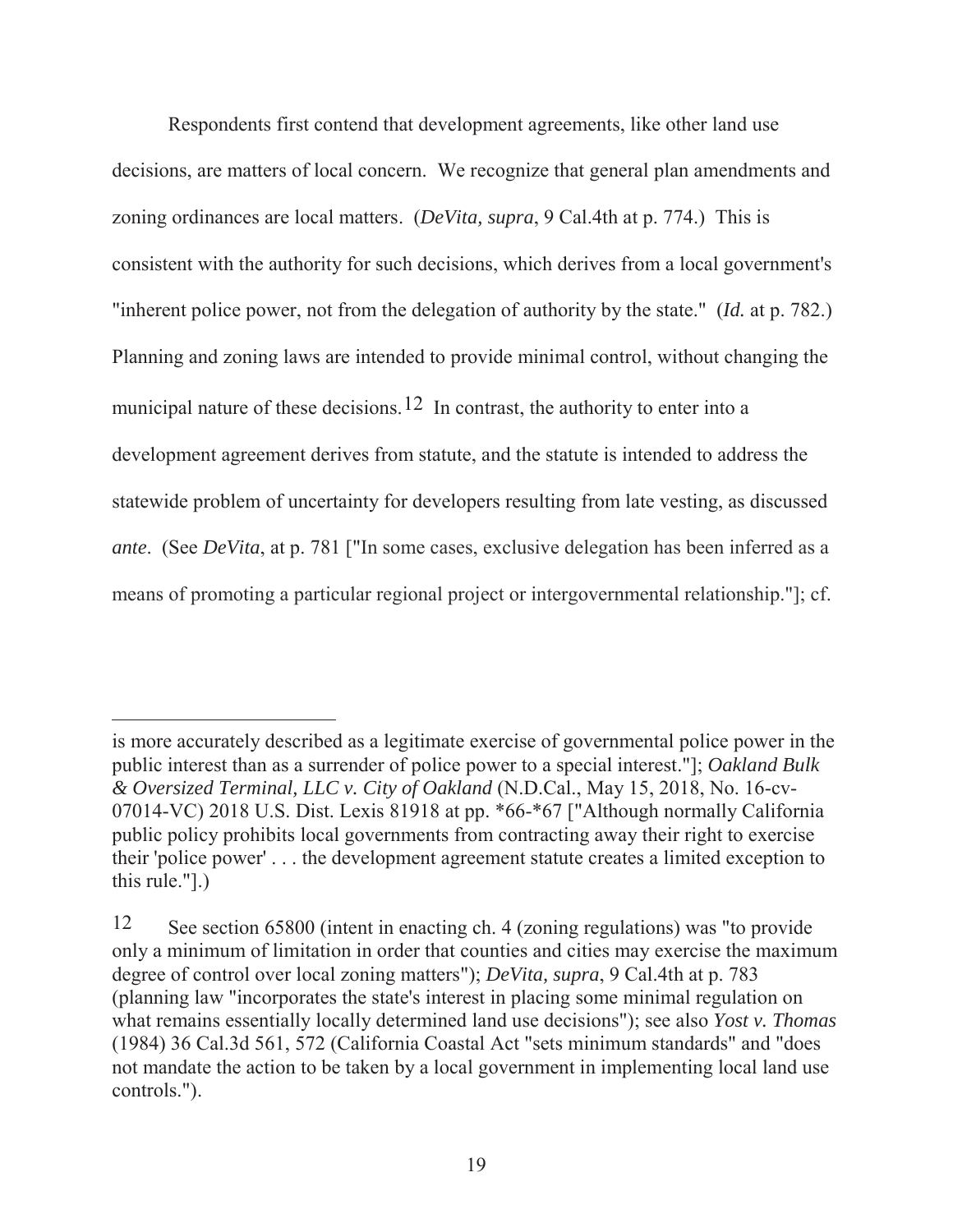Respondents first contend that development agreements, like other land use decisions, are matters of local concern. We recognize that general plan amendments and zoning ordinances are local matters. (*DeVita, supra*, 9 Cal.4th at p. 774.) This is consistent with the authority for such decisions, which derives from a local government's "inherent police power, not from the delegation of authority by the state." (*Id.* at p. 782.) Planning and zoning laws are intended to provide minimal control, without changing the municipal nature of these decisions.[12] In contrast, the authority to enter into a development agreement derives from statute, and the statute is intended to address the statewide problem of uncertainty for developers resulting from late vesting, as discussed *ante*. (See *DeVita*, at p. 781 ["In some cases, exclusive delegation has been inferred as a means of promoting a particular regional project or intergovernmental relationship."]; cf.

---

is more accurately described as a legitimate exercise of governmental police power in the public interest than as a surrender of police power to a special interest."]; *Oakland Bulk & Oversized Terminal, LLC v. City of Oakland* (N.D.Cal., May 15, 2018, No. 16-cv-07014-VC) 2018 U.S. Dist. Lexis 81918 at pp. *66-*67 ["Although normally California public policy prohibits local governments from contracting away their right to exercise their 'police power' . . . the development agreement statute creates a limited exception to this rule."].)

[12] See section 65800 (intent in enacting ch. 4 (zoning regulations) was "to provide only a minimum of limitation in order that counties and cities may exercise the maximum degree of control over local zoning matters"); *DeVita, supra*, 9 Cal.4th at p. 783 (planning law "incorporates the state's interest in placing some minimal regulation on what remains essentially locally determined land use decisions"); see also *Yost v. Thomas* (1984) 36 Cal.3d 561, 572 (California Coastal Act "sets minimum standards" and "does not mandate the action to be taken by a local government in implementing local land use controls.").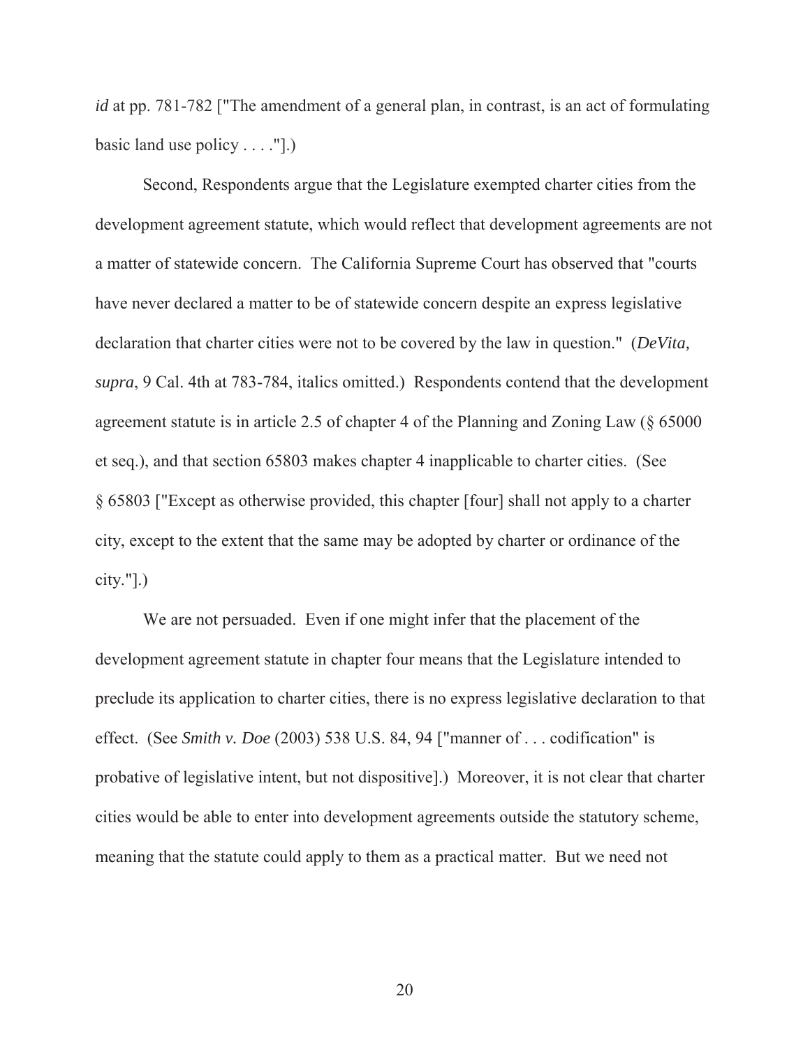*id* at pp. 781-782 ["The amendment of a general plan, in contrast, is an act of formulating basic land use policy . . . ."].)

Second, Respondents argue that the Legislature exempted charter cities from the development agreement statute, which would reflect that development agreements are not a matter of statewide concern. The California Supreme Court has observed that "courts have never declared a matter to be of statewide concern despite an express legislative declaration that charter cities were not to be covered by the law in question." (*DeVita, supra*, 9 Cal. 4th at 783-784, italics omitted.) Respondents contend that the development agreement statute is in article 2.5 of chapter 4 of the Planning and Zoning Law (§ 65000 et seq.), and that section 65803 makes chapter 4 inapplicable to charter cities. (See § 65803 ["Except as otherwise provided, this chapter [four] shall not apply to a charter city, except to the extent that the same may be adopted by charter or ordinance of the city."].)

We are not persuaded. Even if one might infer that the placement of the development agreement statute in chapter four means that the Legislature intended to preclude its application to charter cities, there is no express legislative declaration to that effect. (See *Smith v. Doe* (2003) 538 U.S. 84, 94 ["manner of . . . codification" is probative of legislative intent, but not dispositive].) Moreover, it is not clear that charter cities would be able to enter into development agreements outside the statutory scheme, meaning that the statute could apply to them as a practical matter. But we need not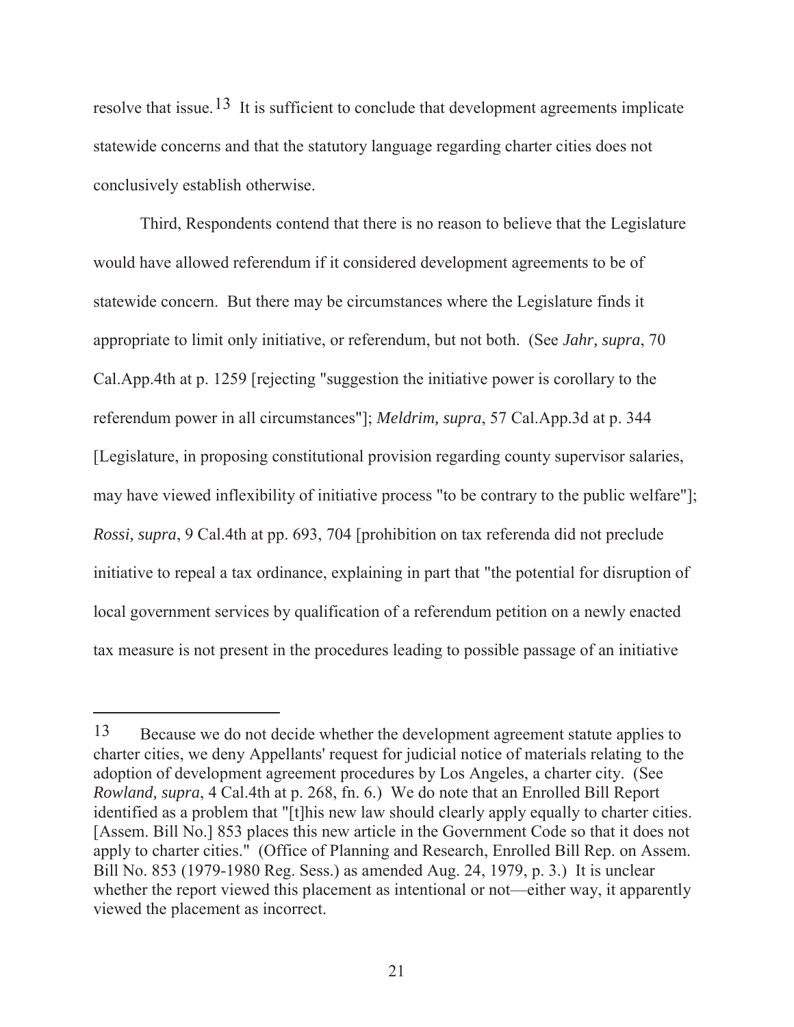resolve that issue.[13] It is sufficient to conclude that development agreements implicate statewide concerns and that the statutory language regarding charter cities does not conclusively establish otherwise.

Third, Respondents contend that there is no reason to believe that the Legislature would have allowed referendum if it considered development agreements to be of statewide concern. But there may be circumstances where the Legislature finds it appropriate to limit only initiative, or referendum, but not both. (See *Jahr, supra*, 70 Cal.App.4th at p. 1259 [rejecting "suggestion the initiative power is corollary to the referendum power in all circumstances"]; *Meldrim, supra*, 57 Cal.App.3d at p. 344 [Legislature, in proposing constitutional provision regarding county supervisor salaries, may have viewed inflexibility of initiative process "to be contrary to the public welfare"]; *Rossi, supra*, 9 Cal.4th at pp. 693, 704 [prohibition on tax referenda did not preclude initiative to repeal a tax ordinance, explaining in part that "the potential for disruption of local government services by qualification of a referendum petition on a newly enacted tax measure is not present in the procedures leading to possible passage of an initiative

---

13 Because we do not decide whether the development agreement statute applies to charter cities, we deny Appellants' request for judicial notice of materials relating to the adoption of development agreement procedures by Los Angeles, a charter city. (See *Rowland, supra*, 4 Cal.4th at p. 268, fn. 6.) We do note that an Enrolled Bill Report identified as a problem that "[t]his new law should clearly apply equally to charter cities. [Assem. Bill No.] 853 places this new article in the Government Code so that it does not apply to charter cities." (Office of Planning and Research, Enrolled Bill Rep. on Assem. Bill No. 853 (1979-1980 Reg. Sess.) as amended Aug. 24, 1979, p. 3.) It is unclear whether the report viewed this placement as intentional or not—either way, it apparently viewed the placement as incorrect.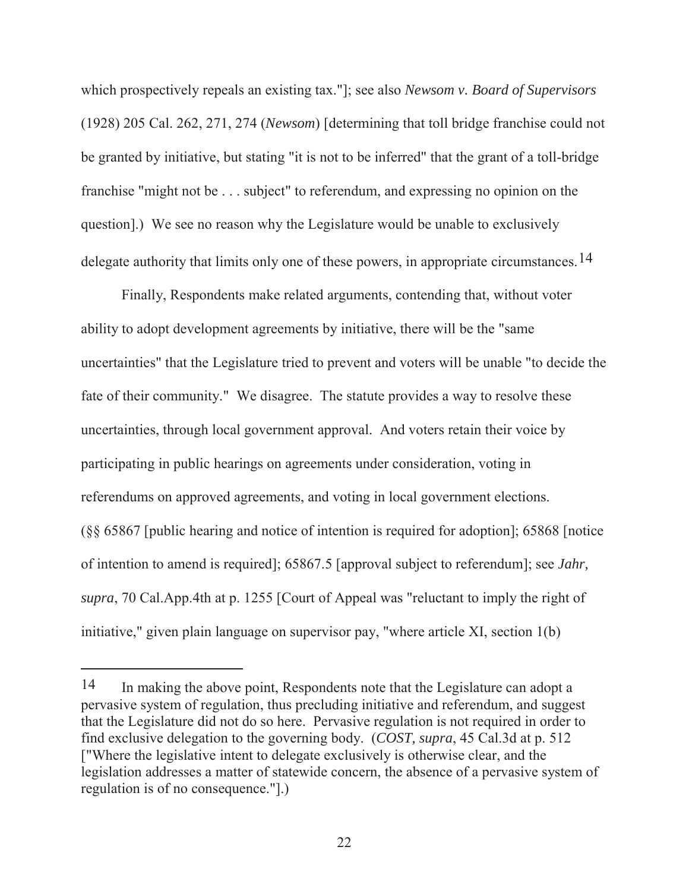which prospectively repeals an existing tax."]; see also *Newsom v. Board of Supervisors* (1928) 205 Cal. 262, 271, 274 (*Newsom*) [determining that toll bridge franchise could not be granted by initiative, but stating "it is not to be inferred" that the grant of a toll-bridge franchise "might not be . . . subject" to referendum, and expressing no opinion on the question].) We see no reason why the Legislature would be unable to exclusively delegate authority that limits only one of these powers, in appropriate circumstances.[14]

Finally, Respondents make related arguments, contending that, without voter ability to adopt development agreements by initiative, there will be the "same uncertainties" that the Legislature tried to prevent and voters will be unable "to decide the fate of their community." We disagree. The statute provides a way to resolve these uncertainties, through local government approval. And voters retain their voice by participating in public hearings on agreements under consideration, voting in referendums on approved agreements, and voting in local government elections. (§§ 65867 [public hearing and notice of intention is required for adoption]; 65868 [notice of intention to amend is required]; 65867.5 [approval subject to referendum]; see *Jahr, supra*, 70 Cal.App.4th at p. 1255 [Court of Appeal was "reluctant to imply the right of initiative," given plain language on supervisor pay, "where article XI, section 1(b)

---

14 In making the above point, Respondents note that the Legislature can adopt a pervasive system of regulation, thus precluding initiative and referendum, and suggest that the Legislature did not do so here. Pervasive regulation is not required in order to find exclusive delegation to the governing body. (*COST, supra*, 45 Cal.3d at p. 512 ["Where the legislative intent to delegate exclusively is otherwise clear, and the legislation addresses a matter of statewide concern, the absence of a pervasive system of regulation is of no consequence."].)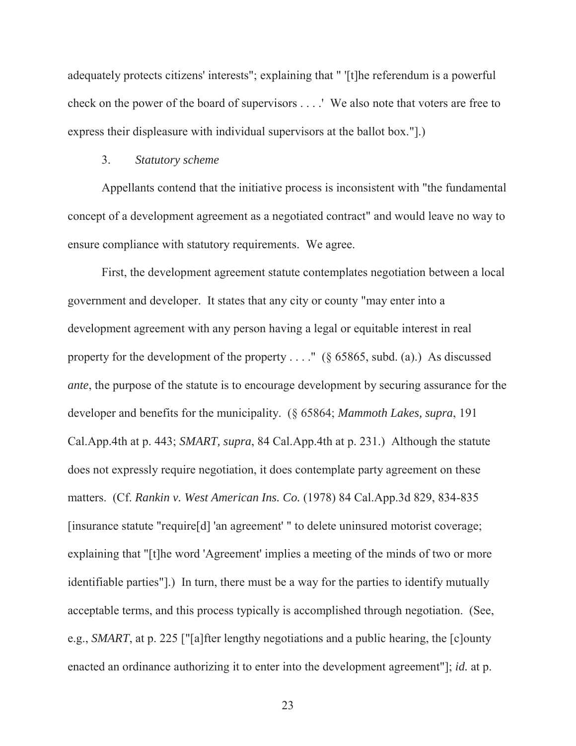adequately protects citizens' interests"; explaining that " '[t]he referendum is a powerful check on the power of the board of supervisors . . . .' We also note that voters are free to express their displeasure with individual supervisors at the ballot box."].)

3. *Statutory scheme*

Appellants contend that the initiative process is inconsistent with "the fundamental concept of a development agreement as a negotiated contract" and would leave no way to ensure compliance with statutory requirements. We agree.

First, the development agreement statute contemplates negotiation between a local government and developer. It states that any city or county "may enter into a development agreement with any person having a legal or equitable interest in real property for the development of the property . . . ." (§ 65865, subd. (a).) As discussed *ante*, the purpose of the statute is to encourage development by securing assurance for the developer and benefits for the municipality. (§ 65864; *Mammoth Lakes, supra*, 191 Cal.App.4th at p. 443; *SMART, supra*, 84 Cal.App.4th at p. 231.) Although the statute does not expressly require negotiation, it does contemplate party agreement on these matters. (Cf. *Rankin v. West American Ins. Co.* (1978) 84 Cal.App.3d 829, 834-835 [insurance statute "require[d] 'an agreement' " to delete uninsured motorist coverage; explaining that "[t]he word 'Agreement' implies a meeting of the minds of two or more identifiable parties"].) In turn, there must be a way for the parties to identify mutually acceptable terms, and this process typically is accomplished through negotiation. (See, e.g., *SMART*, at p. 225 ["[a]fter lengthy negotiations and a public hearing, the [c]ounty enacted an ordinance authorizing it to enter into the development agreement"]; *id.* at p.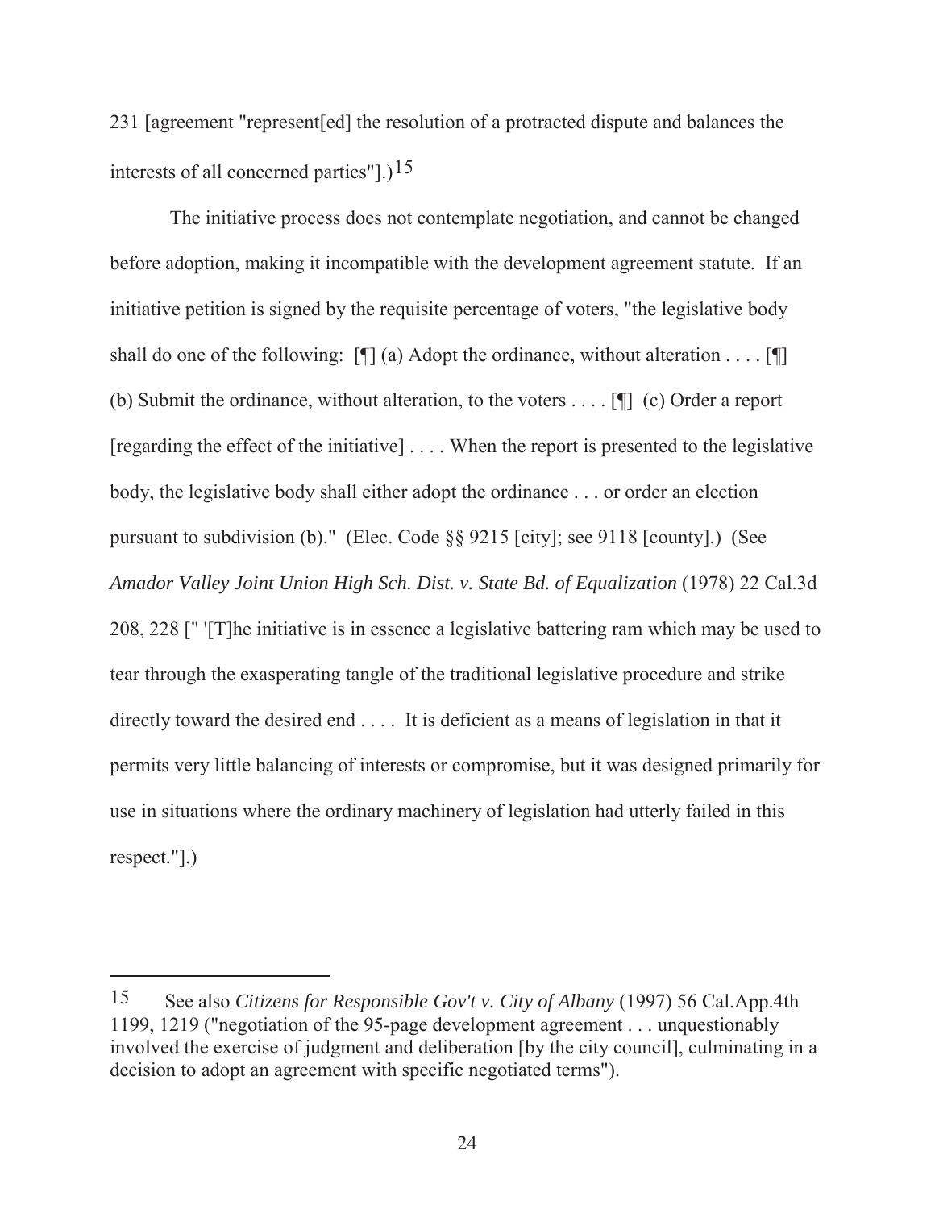231 [agreement "represent[ed] the resolution of a protracted dispute and balances the interests of all concerned parties"].)[15]

The initiative process does not contemplate negotiation, and cannot be changed before adoption, making it incompatible with the development agreement statute. If an initiative petition is signed by the requisite percentage of voters, "the legislative body shall do one of the following: [¶] (a) Adopt the ordinance, without alteration . . . . [¶] (b) Submit the ordinance, without alteration, to the voters . . . . [¶] (c) Order a report [regarding the effect of the initiative] . . . . When the report is presented to the legislative body, the legislative body shall either adopt the ordinance . . . or order an election pursuant to subdivision (b)." (Elec. Code §§ 9215 [city]; see 9118 [county].) (See *Amador Valley Joint Union High Sch. Dist. v. State Bd. of Equalization* (1978) 22 Cal.3d 208, 228 [" '[T]he initiative is in essence a legislative battering ram which may be used to tear through the exasperating tangle of the traditional legislative procedure and strike directly toward the desired end . . . . It is deficient as a means of legislation in that it permits very little balancing of interests or compromise, but it was designed primarily for use in situations where the ordinary machinery of legislation had utterly failed in this respect."].)

---

[15] See also *Citizens for Responsible Gov't v. City of Albany* (1997) 56 Cal.App.4th 1199, 1219 ("negotiation of the 95-page development agreement . . . unquestionably involved the exercise of judgment and deliberation [by the city council], culminating in a decision to adopt an agreement with specific negotiated terms").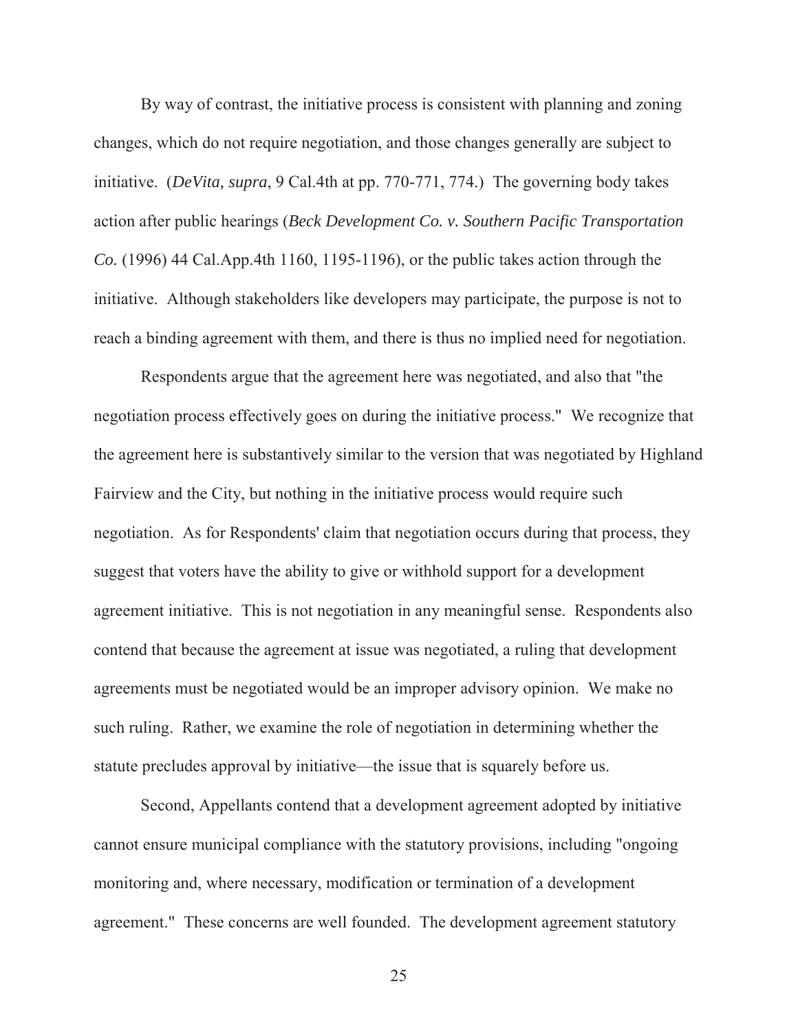By way of contrast, the initiative process is consistent with planning and zoning changes, which do not require negotiation, and those changes generally are subject to initiative. (*DeVita, supra*, 9 Cal.4th at pp. 770-771, 774.) The governing body takes action after public hearings (*Beck Development Co. v. Southern Pacific Transportation Co.* (1996) 44 Cal.App.4th 1160, 1195-1196), or the public takes action through the initiative. Although stakeholders like developers may participate, the purpose is not to reach a binding agreement with them, and there is thus no implied need for negotiation.

Respondents argue that the agreement here was negotiated, and also that "the negotiation process effectively goes on during the initiative process." We recognize that the agreement here is substantively similar to the version that was negotiated by Highland Fairview and the City, but nothing in the initiative process would require such negotiation. As for Respondents' claim that negotiation occurs during that process, they suggest that voters have the ability to give or withhold support for a development agreement initiative. This is not negotiation in any meaningful sense. Respondents also contend that because the agreement at issue was negotiated, a ruling that development agreements must be negotiated would be an improper advisory opinion. We make no such ruling. Rather, we examine the role of negotiation in determining whether the statute precludes approval by initiative—the issue that is squarely before us.

Second, Appellants contend that a development agreement adopted by initiative cannot ensure municipal compliance with the statutory provisions, including "ongoing monitoring and, where necessary, modification or termination of a development agreement." These concerns are well founded. The development agreement statutory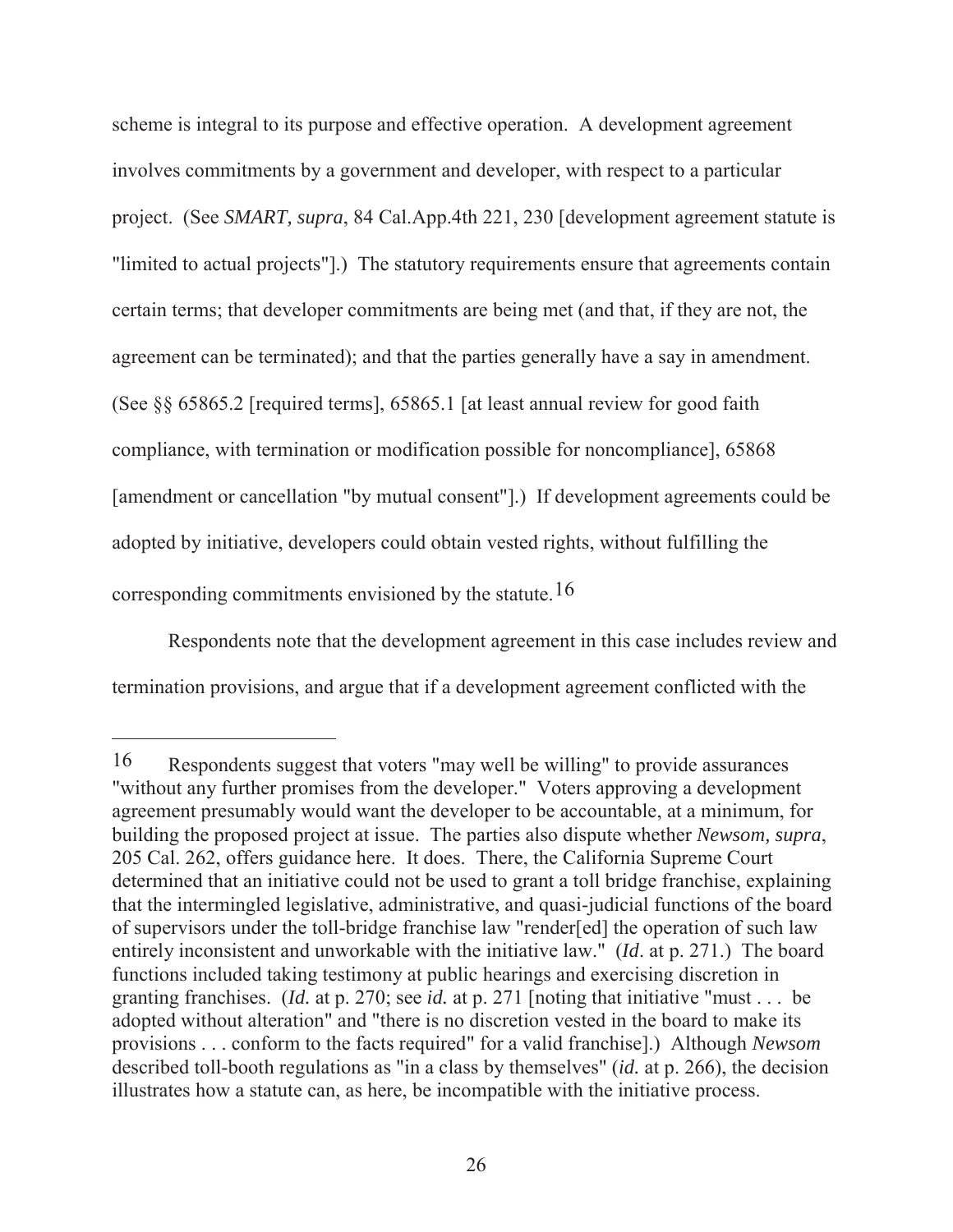scheme is integral to its purpose and effective operation. A development agreement involves commitments by a government and developer, with respect to a particular project. (See *SMART, supra*, 84 Cal.App.4th 221, 230 [development agreement statute is "limited to actual projects"].) The statutory requirements ensure that agreements contain certain terms; that developer commitments are being met (and that, if they are not, the agreement can be terminated); and that the parties generally have a say in amendment. (See §§ 65865.2 [required terms], 65865.1 [at least annual review for good faith compliance, with termination or modification possible for noncompliance], 65868 [amendment or cancellation "by mutual consent"].) If development agreements could be adopted by initiative, developers could obtain vested rights, without fulfilling the corresponding commitments envisioned by the statute.[16]

Respondents note that the development agreement in this case includes review and termination provisions, and argue that if a development agreement conflicted with the

---

[16] Respondents suggest that voters "may well be willing" to provide assurances "without any further promises from the developer." Voters approving a development agreement presumably would want the developer to be accountable, at a minimum, for building the proposed project at issue. The parties also dispute whether *Newsom, supra*, 205 Cal. 262, offers guidance here. It does. There, the California Supreme Court determined that an initiative could not be used to grant a toll bridge franchise, explaining that the intermingled legislative, administrative, and quasi-judicial functions of the board of supervisors under the toll-bridge franchise law "render[ed] the operation of such law entirely inconsistent and unworkable with the initiative law." (*Id*. at p. 271.) The board functions included taking testimony at public hearings and exercising discretion in granting franchises. (*Id.* at p. 270; see *id.* at p. 271 [noting that initiative "must . . . be adopted without alteration" and "there is no discretion vested in the board to make its provisions . . . conform to the facts required" for a valid franchise].) Although *Newsom* described toll-booth regulations as "in a class by themselves" (*id.* at p. 266), the decision illustrates how a statute can, as here, be incompatible with the initiative process.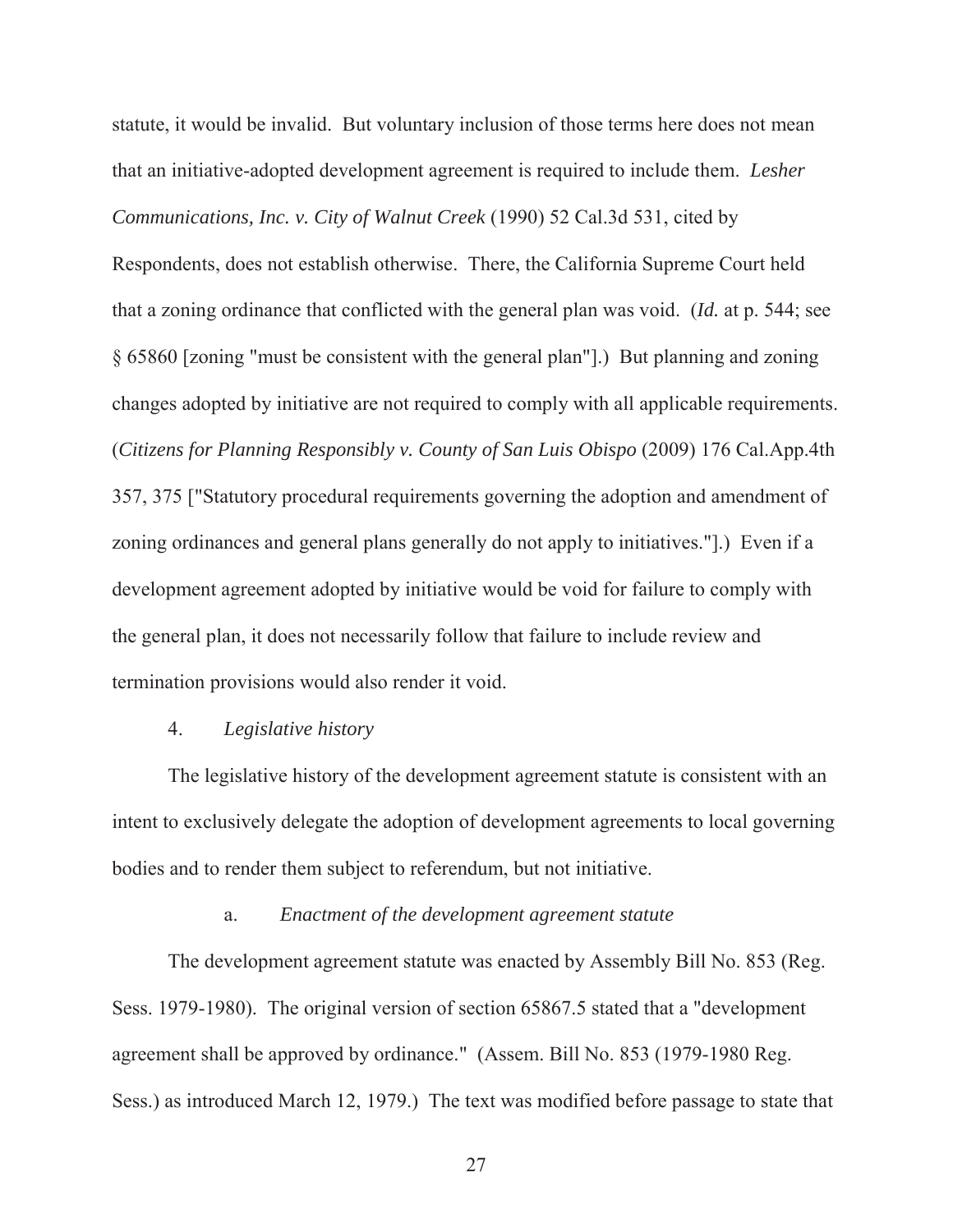statute, it would be invalid. But voluntary inclusion of those terms here does not mean that an initiative-adopted development agreement is required to include them. *Lesher Communications, Inc. v. City of Walnut Creek* (1990) 52 Cal.3d 531, cited by Respondents, does not establish otherwise. There, the California Supreme Court held that a zoning ordinance that conflicted with the general plan was void. (*Id.* at p. 544; see § 65860 [zoning "must be consistent with the general plan"].) But planning and zoning changes adopted by initiative are not required to comply with all applicable requirements. (*Citizens for Planning Responsibly v. County of San Luis Obispo* (2009) 176 Cal.App.4th 357, 375 ["Statutory procedural requirements governing the adoption and amendment of zoning ordinances and general plans generally do not apply to initiatives."].) Even if a development agreement adopted by initiative would be void for failure to comply with the general plan, it does not necessarily follow that failure to include review and termination provisions would also render it void.

4. *Legislative history*

The legislative history of the development agreement statute is consistent with an intent to exclusively delegate the adoption of development agreements to local governing bodies and to render them subject to referendum, but not initiative.

a. *Enactment of the development agreement statute*

The development agreement statute was enacted by Assembly Bill No. 853 (Reg. Sess. 1979-1980). The original version of section 65867.5 stated that a "development agreement shall be approved by ordinance." (Assem. Bill No. 853 (1979-1980 Reg. Sess.) as introduced March 12, 1979.) The text was modified before passage to state that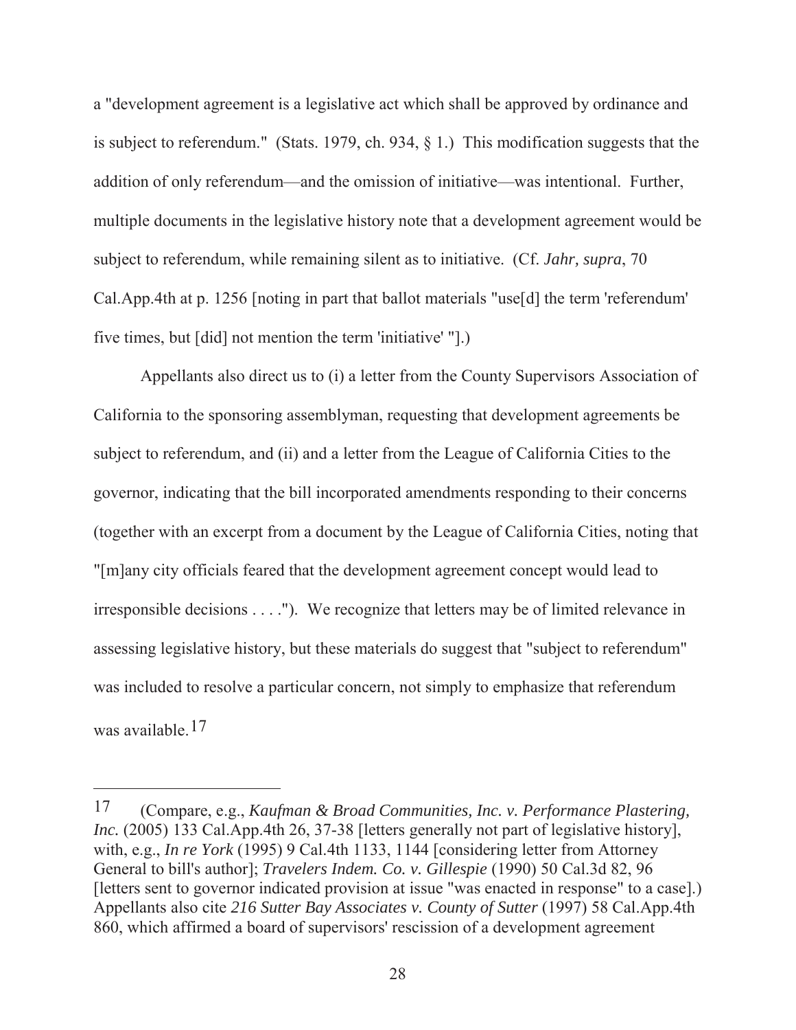a "development agreement is a legislative act which shall be approved by ordinance and is subject to referendum." (Stats. 1979, ch. 934, § 1.) This modification suggests that the addition of only referendum—and the omission of initiative—was intentional. Further, multiple documents in the legislative history note that a development agreement would be subject to referendum, while remaining silent as to initiative. (Cf. *Jahr, supra*, 70 Cal.App.4th at p. 1256 [noting in part that ballot materials "use[d] the term 'referendum' five times, but [did] not mention the term 'initiative' "].)

Appellants also direct us to (i) a letter from the County Supervisors Association of California to the sponsoring assemblyman, requesting that development agreements be subject to referendum, and (ii) and a letter from the League of California Cities to the governor, indicating that the bill incorporated amendments responding to their concerns (together with an excerpt from a document by the League of California Cities, noting that "[m]any city officials feared that the development agreement concept would lead to irresponsible decisions . . . ."). We recognize that letters may be of limited relevance in assessing legislative history, but these materials do suggest that "subject to referendum" was included to resolve a particular concern, not simply to emphasize that referendum was available.[17]

---

[17] (Compare, e.g., *Kaufman & Broad Communities, Inc. v. Performance Plastering, Inc.* (2005) 133 Cal.App.4th 26, 37-38 [letters generally not part of legislative history], with, e.g., *In re York* (1995) 9 Cal.4th 1133, 1144 [considering letter from Attorney General to bill's author]; *Travelers Indem. Co. v. Gillespie* (1990) 50 Cal.3d 82, 96 [letters sent to governor indicated provision at issue "was enacted in response" to a case].) Appellants also cite *216 Sutter Bay Associates v. County of Sutter* (1997) 58 Cal.App.4th 860, which affirmed a board of supervisors' rescission of a development agreement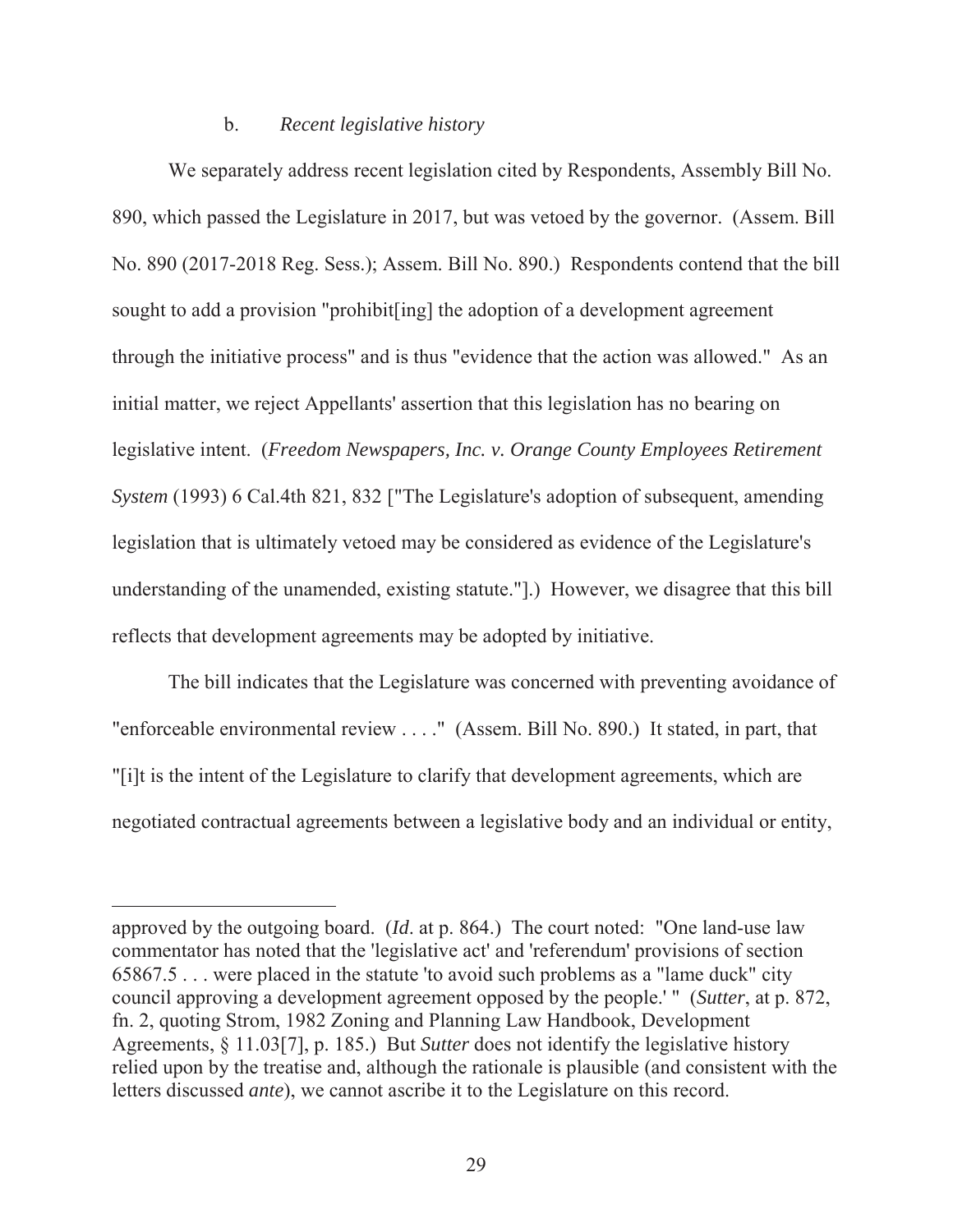### b. *Recent legislative history*

We separately address recent legislation cited by Respondents, Assembly Bill No. 890, which passed the Legislature in 2017, but was vetoed by the governor. (Assem. Bill No. 890 (2017-2018 Reg. Sess.); Assem. Bill No. 890.) Respondents contend that the bill sought to add a provision "prohibit[ing] the adoption of a development agreement through the initiative process" and is thus "evidence that the action was allowed." As an initial matter, we reject Appellants' assertion that this legislation has no bearing on legislative intent. (*Freedom Newspapers, Inc. v. Orange County Employees Retirement System* (1993) 6 Cal.4th 821, 832 ["The Legislature's adoption of subsequent, amending legislation that is ultimately vetoed may be considered as evidence of the Legislature's understanding of the unamended, existing statute."].) However, we disagree that this bill reflects that development agreements may be adopted by initiative.

The bill indicates that the Legislature was concerned with preventing avoidance of "enforceable environmental review . . . ." (Assem. Bill No. 890.) It stated, in part, that "[i]t is the intent of the Legislature to clarify that development agreements, which are negotiated contractual agreements between a legislative body and an individual or entity,

---

approved by the outgoing board. (*Id*. at p. 864.) The court noted: "One land-use law commentator has noted that the 'legislative act' and 'referendum' provisions of section 65867.5 . . . were placed in the statute 'to avoid such problems as a "lame duck" city council approving a development agreement opposed by the people.' " (*Sutter*, at p. 872, fn. 2, quoting Strom, 1982 Zoning and Planning Law Handbook, Development Agreements, § 11.03[7], p. 185.) But *Sutter* does not identify the legislative history relied upon by the treatise and, although the rationale is plausible (and consistent with the letters discussed *ante*), we cannot ascribe it to the Legislature on this record.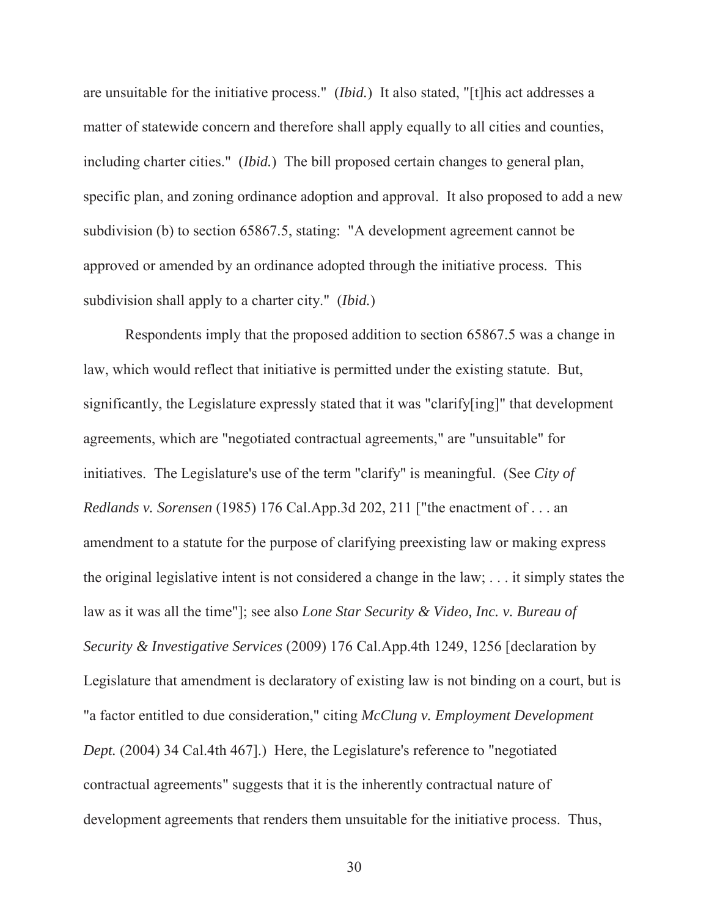are unsuitable for the initiative process." (*Ibid.*) It also stated, "[t]his act addresses a matter of statewide concern and therefore shall apply equally to all cities and counties, including charter cities." (*Ibid.*) The bill proposed certain changes to general plan, specific plan, and zoning ordinance adoption and approval. It also proposed to add a new subdivision (b) to section 65867.5, stating: "A development agreement cannot be approved or amended by an ordinance adopted through the initiative process. This subdivision shall apply to a charter city." (*Ibid.*)

Respondents imply that the proposed addition to section 65867.5 was a change in law, which would reflect that initiative is permitted under the existing statute. But, significantly, the Legislature expressly stated that it was "clarify[ing]" that development agreements, which are "negotiated contractual agreements," are "unsuitable" for initiatives. The Legislature's use of the term "clarify" is meaningful. (See *City of Redlands v. Sorensen* (1985) 176 Cal.App.3d 202, 211 ["the enactment of . . . an amendment to a statute for the purpose of clarifying preexisting law or making express the original legislative intent is not considered a change in the law; . . . it simply states the law as it was all the time"]; see also *Lone Star Security & Video, Inc. v. Bureau of Security & Investigative Services* (2009) 176 Cal.App.4th 1249, 1256 [declaration by Legislature that amendment is declaratory of existing law is not binding on a court, but is "a factor entitled to due consideration," citing *McClung v. Employment Development Dept.* (2004) 34 Cal.4th 467].) Here, the Legislature's reference to "negotiated contractual agreements" suggests that it is the inherently contractual nature of development agreements that renders them unsuitable for the initiative process. Thus,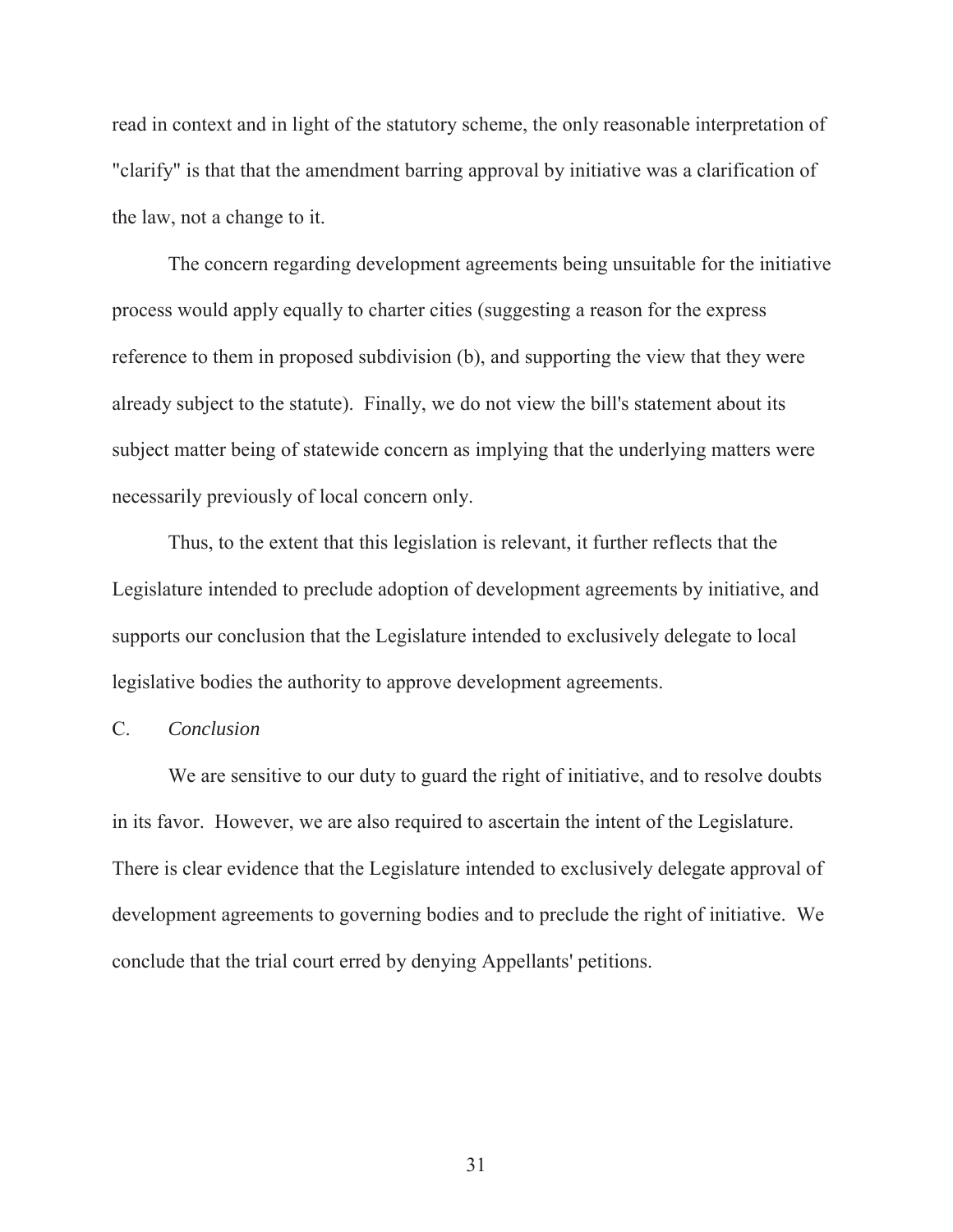read in context and in light of the statutory scheme, the only reasonable interpretation of "clarify" is that that the amendment barring approval by initiative was a clarification of the law, not a change to it.

The concern regarding development agreements being unsuitable for the initiative process would apply equally to charter cities (suggesting a reason for the express reference to them in proposed subdivision (b), and supporting the view that they were already subject to the statute). Finally, we do not view the bill's statement about its subject matter being of statewide concern as implying that the underlying matters were necessarily previously of local concern only.

Thus, to the extent that this legislation is relevant, it further reflects that the Legislature intended to preclude adoption of development agreements by initiative, and supports our conclusion that the Legislature intended to exclusively delegate to local legislative bodies the authority to approve development agreements.

C. *Conclusion*

We are sensitive to our duty to guard the right of initiative, and to resolve doubts in its favor. However, we are also required to ascertain the intent of the Legislature. There is clear evidence that the Legislature intended to exclusively delegate approval of development agreements to governing bodies and to preclude the right of initiative. We conclude that the trial court erred by denying Appellants' petitions.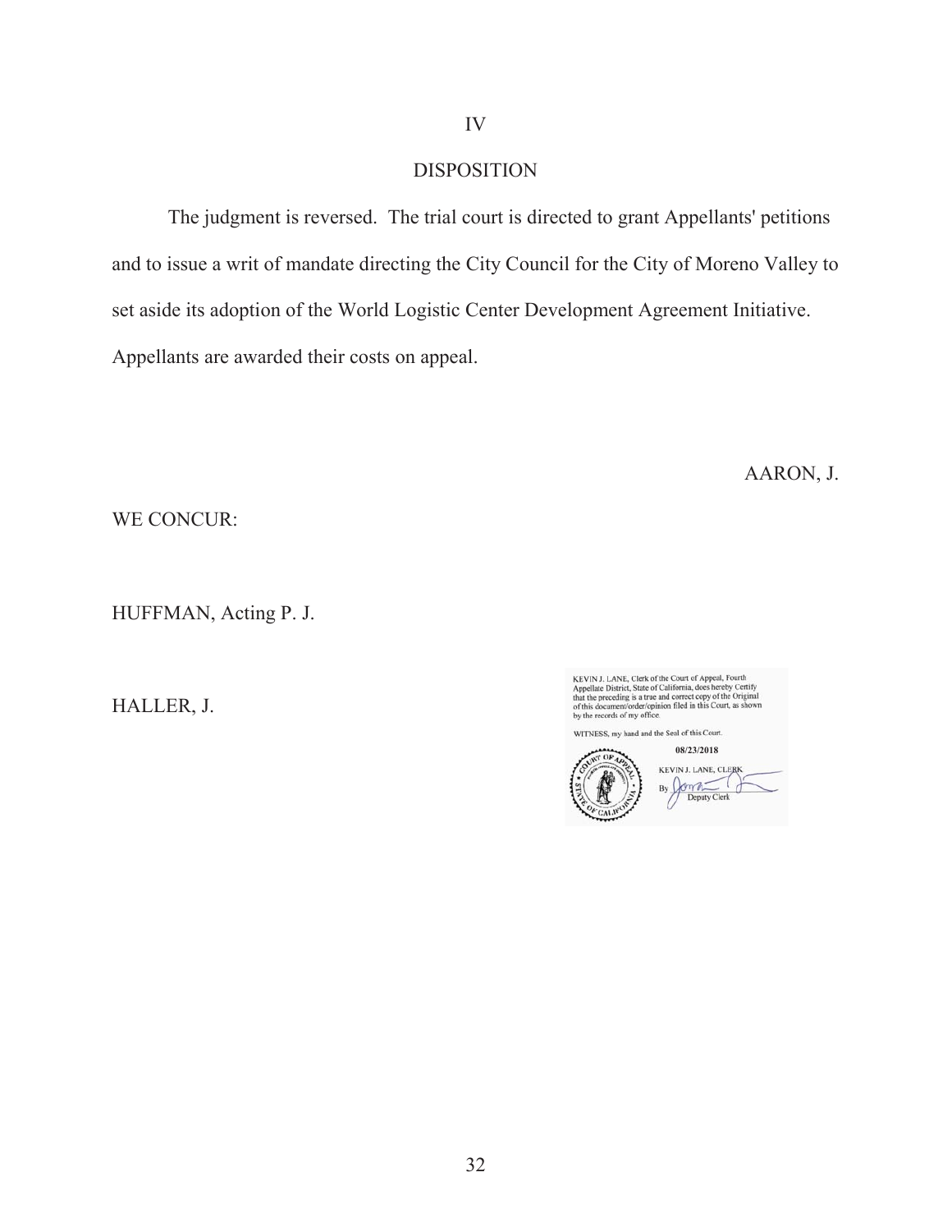# IV

## DISPOSITION

The judgment is reversed. The trial court is directed to grant Appellants' petitions and to issue a writ of mandate directing the City Council for the City of Moreno Valley to set aside its adoption of the World Logistic Center Development Agreement Initiative. Appellants are awarded their costs on appeal.

AARON, J.

WE CONCUR:

HUFFMAN, Acting P. J.

HALLER, J.

KEVIN J. LANE, Clerk of the Court of Appeal, Fourth Appellate District, State of California, does hereby Certify that the preceding is a true and correct copy of the Original of this document/order/opinion filed in this Court, as shown by the records of my office.

WITNESS, my hand and the Seal of this Court.

08/23/2018

KEVIN J. LANE, CLERK

By Deputy Clerk